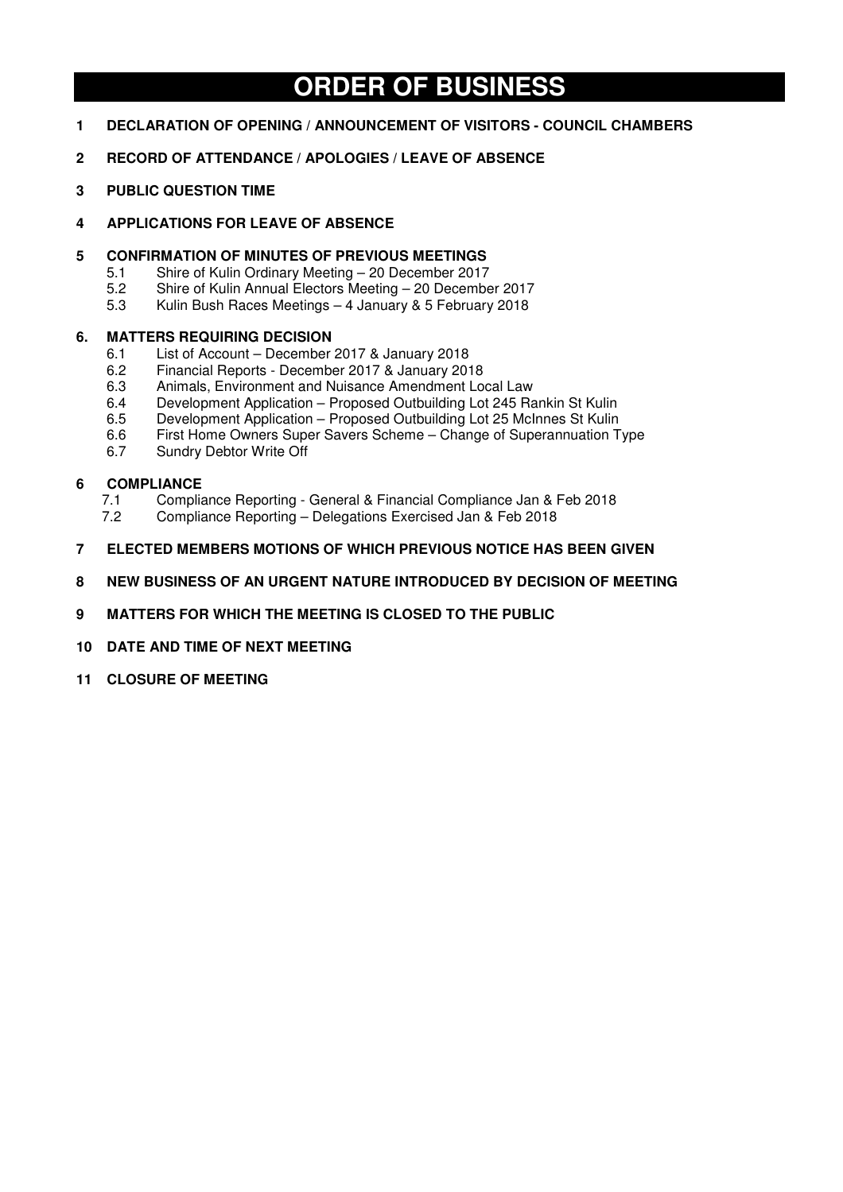# ORDER OF BUSINESS

**1 DECLARATION OF OPENING / ANNOUNCEMENT OF VISITORS - COUNCIL CHAMBERS**

**2 RECORD OF ATTENDANCE / APOLOGIES / LEAVE OF ABSENCE**

**3 PUBLIC QUESTION TIME**

**4 APPLICATIONS FOR LEAVE OF ABSENCE**

**5 CONFIRMATION OF MINUTES OF PREVIOUS MEETINGS**

- 5.1 Shire of Kulin Ordinary Meeting – 20 December 2017
- 5.2 Shire of Kulin Annual Electors Meeting – 20 December 2017
- 5.3 Kulin Bush Races Meetings – 4 January & 5 February 2018

**6. MATTERS REQUIRING DECISION**

- 6.1 List of Account – December 2017 & January 2018
- 6.2 Financial Reports - December 2017 & January 2018
- 6.3 Animals, Environment and Nuisance Amendment Local Law
- 6.4 Development Application – Proposed Outbuilding Lot 245 Rankin St Kulin
- 6.5 Development Application – Proposed Outbuilding Lot 25 McInnes St Kulin
- 6.6 First Home Owners Super Savers Scheme – Change of Superannuation Type
- 6.7 Sundry Debtor Write Off

**6 COMPLIANCE**

- 7.1 Compliance Reporting - General & Financial Compliance Jan & Feb 2018
- 7.2 Compliance Reporting – Delegations Exercised Jan & Feb 2018

**7 ELECTED MEMBERS MOTIONS OF WHICH PREVIOUS NOTICE HAS BEEN GIVEN**

**8 NEW BUSINESS OF AN URGENT NATURE INTRODUCED BY DECISION OF MEETING**

**9 MATTERS FOR WHICH THE MEETING IS CLOSED TO THE PUBLIC**

**10 DATE AND TIME OF NEXT MEETING**

**11 CLOSURE OF MEETING**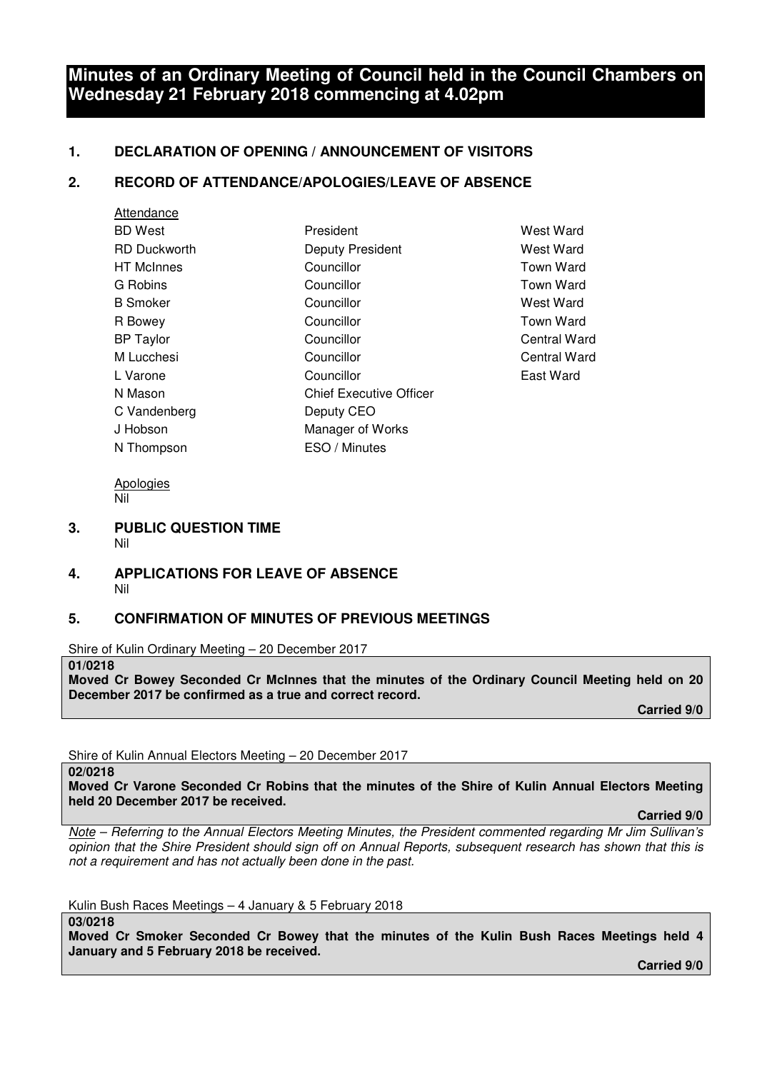# Minutes of an Ordinary Meeting of Council held in the Council Chambers on Wednesday 21 February 2018 commencing at 4.02pm

## 1. DECLARATION OF OPENING / ANNOUNCEMENT OF VISITORS

## 2. RECORD OF ATTENDANCE/APOLOGIES/LEAVE OF ABSENCE

Attendance

| | | |
|---|---|---|
| BD West | President | West Ward |
| RD Duckworth | Deputy President | West Ward |
| HT McInnes | Councillor | Town Ward |
| G Robins | Councillor | Town Ward |
| B Smoker | Councillor | West Ward |
| R Bowey | Councillor | Town Ward |
| BP Taylor | Councillor | Central Ward |
| M Lucchesi | Councillor | Central Ward |
| L Varone | Councillor | East Ward |
| N Mason | Chief Executive Officer | |
| C Vandenberg | Deputy CEO | |
| J Hobson | Manager of Works | |
| N Thompson | ESO / Minutes | |

Apologies
Nil

## 3. PUBLIC QUESTION TIME
Nil

## 4. APPLICATIONS FOR LEAVE OF ABSENCE
Nil

## 5. CONFIRMATION OF MINUTES OF PREVIOUS MEETINGS

Shire of Kulin Ordinary Meeting – 20 December 2017

**01/0218**
**Moved Cr Bowey Seconded Cr McInnes that the minutes of the Ordinary Council Meeting held on 20 December 2017 be confirmed as a true and correct record.**

**Carried 9/0**

Shire of Kulin Annual Electors Meeting – 20 December 2017

**02/0218**
**Moved Cr Varone Seconded Cr Robins that the minutes of the Shire of Kulin Annual Electors Meeting held 20 December 2017 be received.**

**Carried 9/0**

*Note – Referring to the Annual Electors Meeting Minutes, the President commented regarding Mr Jim Sullivan's opinion that the Shire President should sign off on Annual Reports, subsequent research has shown that this is not a requirement and has not actually been done in the past.*

Kulin Bush Races Meetings – 4 January & 5 February 2018

**03/0218**
**Moved Cr Smoker Seconded Cr Bowey that the minutes of the Kulin Bush Races Meetings held 4 January and 5 February 2018 be received.**

**Carried 9/0**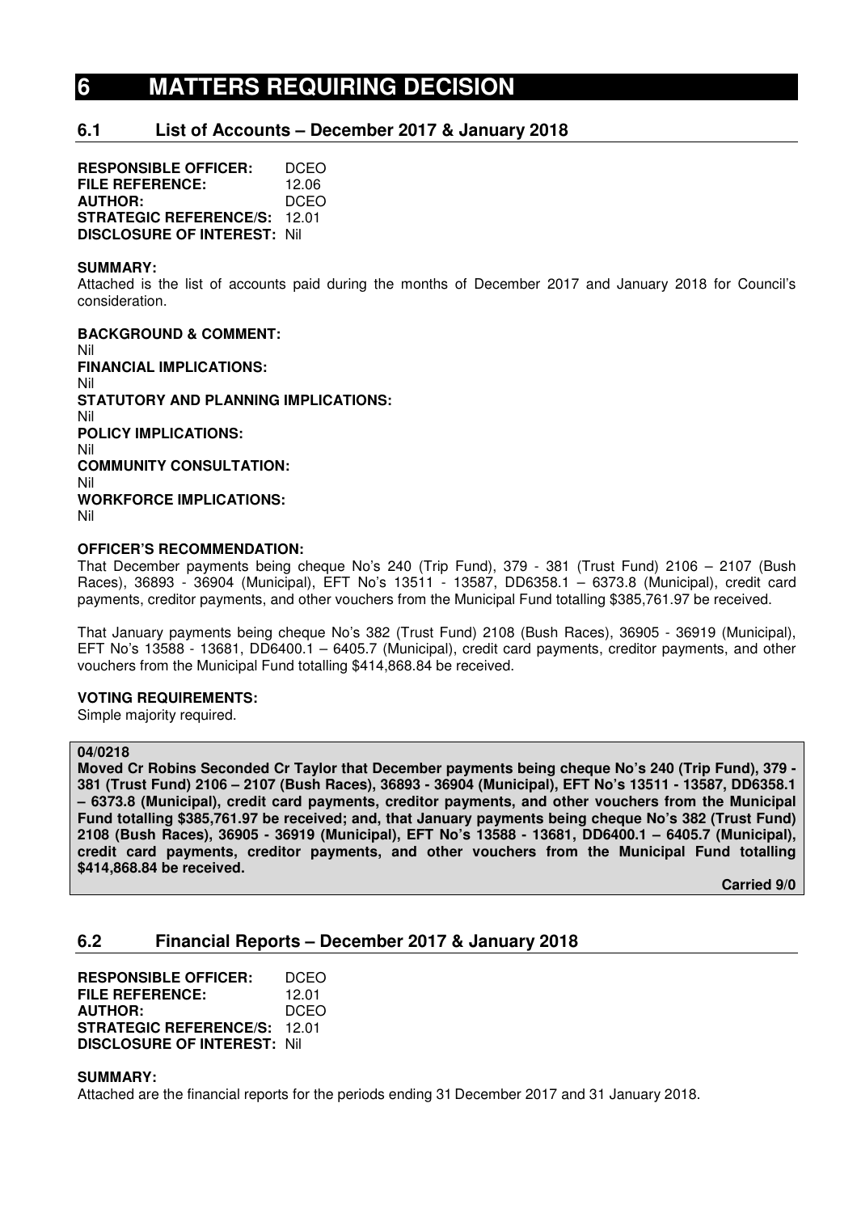# 6 MATTERS REQUIRING DECISION

## 6.1 List of Accounts – December 2017 & January 2018

**RESPONSIBLE OFFICER:** DCEO
**FILE REFERENCE:** 12.06
**AUTHOR:** DCEO
**STRATEGIC REFERENCE/S:** 12.01
**DISCLOSURE OF INTEREST:** Nil

**SUMMARY:**
Attached is the list of accounts paid during the months of December 2017 and January 2018 for Council's consideration.

**BACKGROUND & COMMENT:**
Nil
**FINANCIAL IMPLICATIONS:**
Nil
**STATUTORY AND PLANNING IMPLICATIONS:**
Nil
**POLICY IMPLICATIONS:**
Nil
**COMMUNITY CONSULTATION:**
Nil
**WORKFORCE IMPLICATIONS:**
Nil

**OFFICER'S RECOMMENDATION:**
That December payments being cheque No's 240 (Trip Fund), 379 - 381 (Trust Fund) 2106 – 2107 (Bush Races), 36893 - 36904 (Municipal), EFT No's 13511 - 13587, DD6358.1 – 6373.8 (Municipal), credit card payments, creditor payments, and other vouchers from the Municipal Fund totalling $385,761.97 be received.

That January payments being cheque No's 382 (Trust Fund) 2108 (Bush Races), 36905 - 36919 (Municipal), EFT No's 13588 - 13681, DD6400.1 – 6405.7 (Municipal), credit card payments, creditor payments, and other vouchers from the Municipal Fund totalling $414,868.84 be received.

**VOTING REQUIREMENTS:**
Simple majority required.

**04/0218**
**Moved Cr Robins Seconded Cr Taylor that December payments being cheque No's 240 (Trip Fund), 379 - 381 (Trust Fund) 2106 – 2107 (Bush Races), 36893 - 36904 (Municipal), EFT No's 13511 - 13587, DD6358.1 – 6373.8 (Municipal), credit card payments, creditor payments, and other vouchers from the Municipal Fund totalling $385,761.97 be received; and, that January payments being cheque No's 382 (Trust Fund) 2108 (Bush Races), 36905 - 36919 (Municipal), EFT No's 13588 - 13681, DD6400.1 – 6405.7 (Municipal), credit card payments, creditor payments, and other vouchers from the Municipal Fund totalling $414,868.84 be received.**

**Carried 9/0**

## 6.2 Financial Reports – December 2017 & January 2018

**RESPONSIBLE OFFICER:** DCEO
**FILE REFERENCE:** 12.01
**AUTHOR:** DCEO
**STRATEGIC REFERENCE/S:** 12.01
**DISCLOSURE OF INTEREST:** Nil

**SUMMARY:**
Attached are the financial reports for the periods ending 31 December 2017 and 31 January 2018.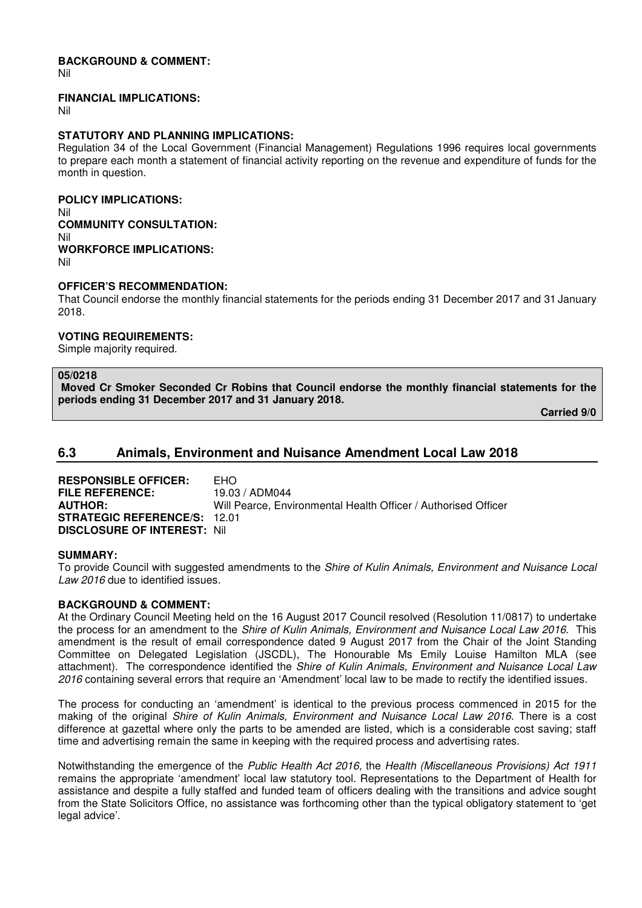**BACKGROUND & COMMENT:**
Nil

**FINANCIAL IMPLICATIONS:**
Nil

**STATUTORY AND PLANNING IMPLICATIONS:**
Regulation 34 of the Local Government (Financial Management) Regulations 1996 requires local governments to prepare each month a statement of financial activity reporting on the revenue and expenditure of funds for the month in question.

**POLICY IMPLICATIONS:**
Nil
**COMMUNITY CONSULTATION:**
Nil
**WORKFORCE IMPLICATIONS:**
Nil

**OFFICER'S RECOMMENDATION:**
That Council endorse the monthly financial statements for the periods ending 31 December 2017 and 31 January 2018.

**VOTING REQUIREMENTS:**
Simple majority required.

**05/0218**
**Moved Cr Smoker Seconded Cr Robins that Council endorse the monthly financial statements for the periods ending 31 December 2017 and 31 January 2018.**

**Carried 9/0**

## 6.3 Animals, Environment and Nuisance Amendment Local Law 2018

**RESPONSIBLE OFFICER:** EHO
**FILE REFERENCE:** 19.03 / ADM044
**AUTHOR:** Will Pearce, Environmental Health Officer / Authorised Officer
**STRATEGIC REFERENCE/S:** 12.01
**DISCLOSURE OF INTEREST:** Nil

**SUMMARY:**
To provide Council with suggested amendments to the *Shire of Kulin Animals, Environment and Nuisance Local Law 2016* due to identified issues.

**BACKGROUND & COMMENT:**
At the Ordinary Council Meeting held on the 16 August 2017 Council resolved (Resolution 11/0817) to undertake the process for an amendment to the *Shire of Kulin Animals, Environment and Nuisance Local Law 2016*. This amendment is the result of email correspondence dated 9 August 2017 from the Chair of the Joint Standing Committee on Delegated Legislation (JSCDL), The Honourable Ms Emily Louise Hamilton MLA (see attachment). The correspondence identified the *Shire of Kulin Animals, Environment and Nuisance Local Law 2016* containing several errors that require an 'Amendment' local law to be made to rectify the identified issues.

The process for conducting an 'amendment' is identical to the previous process commenced in 2015 for the making of the original *Shire of Kulin Animals, Environment and Nuisance Local Law 2016*. There is a cost difference at gazettal where only the parts to be amended are listed, which is a considerable cost saving; staff time and advertising remain the same in keeping with the required process and advertising rates.

Notwithstanding the emergence of the *Public Health Act 2016*, the *Health (Miscellaneous Provisions) Act 1911* remains the appropriate 'amendment' local law statutory tool. Representations to the Department of Health for assistance and despite a fully staffed and funded team of officers dealing with the transitions and advice sought from the State Solicitors Office, no assistance was forthcoming other than the typical obligatory statement to 'get legal advice'.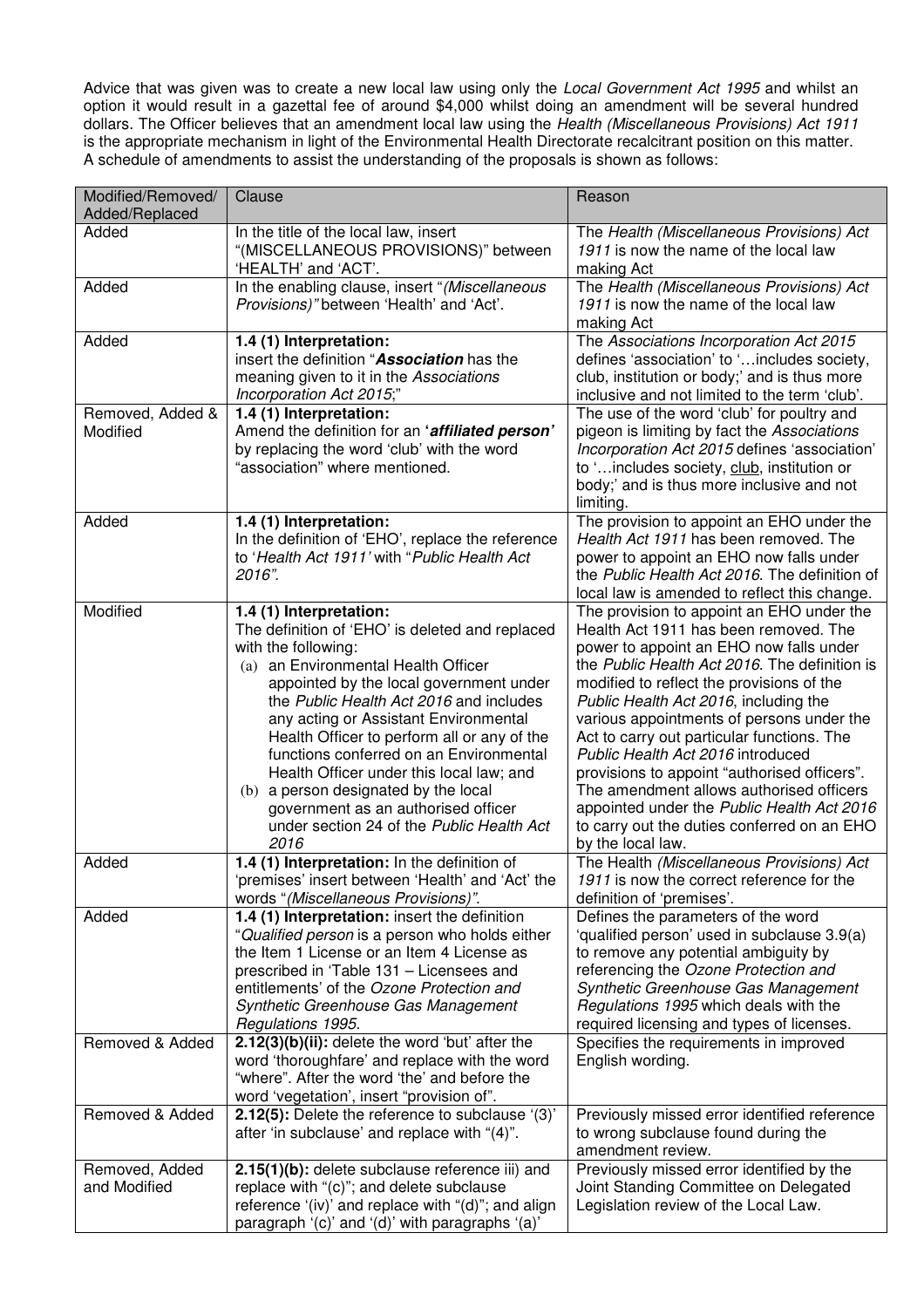Advice that was given was to create a new local law using only the *Local Government Act 1995* and whilst an option it would result in a gazettal fee of around $4,000 whilst doing an amendment will be several hundred dollars. The Officer believes that an amendment local law using the *Health (Miscellaneous Provisions) Act 1911* is the appropriate mechanism in light of the Environmental Health Directorate recalcitrant position on this matter. A schedule of amendments to assist the understanding of the proposals is shown as follows:

| Modified/Removed/ Added/Replaced | Clause | Reason |
|---|---|---|
| Added | In the title of the local law, insert "(MISCELLANEOUS PROVISIONS)" between 'HEALTH' and 'ACT'. | The *Health (Miscellaneous Provisions) Act 1911* is now the name of the local law making Act |
| Added | In the enabling clause, insert "*(Miscellaneous Provisions)*" between 'Health' and 'Act'. | The *Health (Miscellaneous Provisions) Act 1911* is now the name of the local law making Act |
| Added | **1.4 (1) Interpretation:** insert the definition "***Association*** has the meaning given to it in the *Associations Incorporation Act 2015*;" | The *Associations Incorporation Act 2015* defines 'association' to '…includes society, club, institution or body;' and is thus more inclusive and not limited to the term 'club'. |
| Removed, Added & Modified | **1.4 (1) Interpretation:** Amend the definition for an **'*affiliated person*'** by replacing the word 'club' with the word "association" where mentioned. | The use of the word 'club' for poultry and pigeon is limiting by fact the *Associations Incorporation Act 2015* defines 'association' to '…includes society, club, institution or body;' and is thus more inclusive and not limiting. |
| Added | **1.4 (1) Interpretation:** In the definition of 'EHO', replace the reference to '*Health Act 1911*' with "*Public Health Act 2016*". | The provision to appoint an EHO under the *Health Act 1911* has been removed. The power to appoint an EHO now falls under the *Public Health Act 2016*. The definition of local law is amended to reflect this change. |
| Modified | **1.4 (1) Interpretation:** The definition of 'EHO' is deleted and replaced with the following: (a) an Environmental Health Officer appointed by the local government under the *Public Health Act 2016* and includes any acting or Assistant Environmental Health Officer to perform all or any of the functions conferred on an Environmental Health Officer under this local law; and (b) a person designated by the local government as an authorised officer under section 24 of the *Public Health Act 2016* | The provision to appoint an EHO under the Health Act 1911 has been removed. The power to appoint an EHO now falls under the *Public Health Act 2016*. The definition is modified to reflect the provisions of the *Public Health Act 2016*, including the various appointments of persons under the Act to carry out particular functions. The *Public Health Act 2016* introduced provisions to appoint "authorised officers". The amendment allows authorised officers appointed under the *Public Health Act 2016* to carry out the duties conferred on an EHO by the local law. |
| Added | **1.4 (1) Interpretation:** In the definition of 'premises' insert between 'Health' and 'Act' the words "*(Miscellaneous Provisions)*". | The Health *(Miscellaneous Provisions) Act 1911* is now the correct reference for the definition of 'premises'. |
| Added | **1.4 (1) Interpretation:** insert the definition "*Qualified person* is a person who holds either the Item 1 License or an Item 4 License as prescribed in 'Table 131 – Licensees and entitlements' of the *Ozone Protection and Synthetic Greenhouse Gas Management Regulations 1995*. | Defines the parameters of the word 'qualified person' used in subclause 3.9(a) to remove any potential ambiguity by referencing the *Ozone Protection and Synthetic Greenhouse Gas Management Regulations 1995* which deals with the required licensing and types of licenses. |
| Removed & Added | **2.12(3)(b)(ii):** delete the word 'but' after the word 'thoroughfare' and replace with the word "where". After the word 'the' and before the word 'vegetation', insert "provision of". | Specifies the requirements in improved English wording. |
| Removed & Added | **2.12(5):** Delete the reference to subclause '(3)' after 'in subclause' and replace with "(4)". | Previously missed error identified reference to wrong subclause found during the amendment review. |
| Removed, Added and Modified | **2.15(1)(b):** delete subclause reference iii) and replace with "(c)"; and delete subclause reference '(iv)' and replace with "(d)"; and align paragraph '(c)' and '(d)' with paragraphs '(a)' | Previously missed error identified by the Joint Standing Committee on Delegated Legislation review of the Local Law. |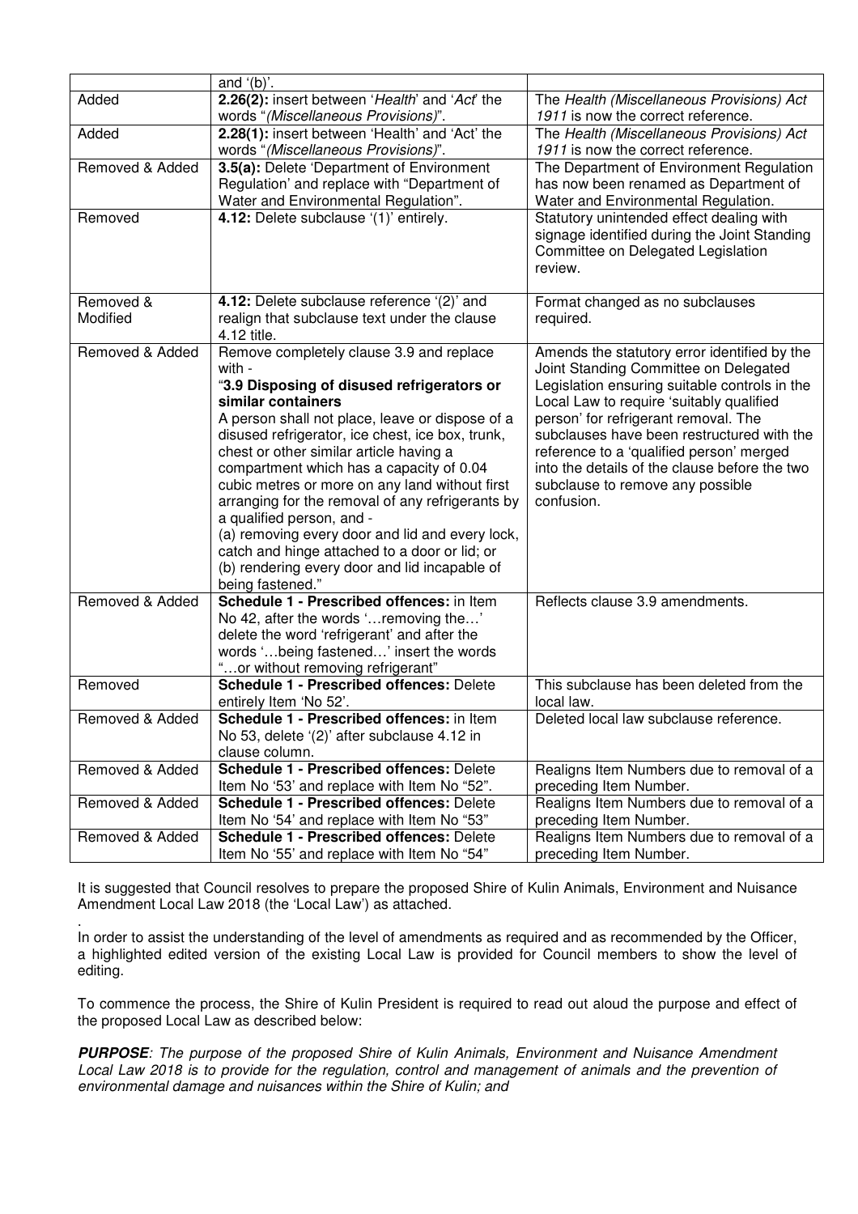| | | |
|---|---|---|
| | and '(b)'. | |
| Added | **2.26(2):** insert between '*Health*' and '*Act*' the words "*(Miscellaneous Provisions)*". | The *Health (Miscellaneous Provisions) Act 1911* is now the correct reference. |
| Added | **2.28(1):** insert between 'Health' and 'Act' the words "*(Miscellaneous Provisions)*". | The *Health (Miscellaneous Provisions) Act 1911* is now the correct reference. |
| Removed & Added | **3.5(a):** Delete 'Department of Environment Regulation' and replace with "Department of Water and Environmental Regulation". | The Department of Environment Regulation has now been renamed as Department of Water and Environmental Regulation. |
| Removed | **4.12:** Delete subclause '(1)' entirely. | Statutory unintended effect dealing with signage identified during the Joint Standing Committee on Delegated Legislation review. |
| Removed & Modified | **4.12:** Delete subclause reference '(2)' and realign that subclause text under the clause 4.12 title. | Format changed as no subclauses required. |
| Removed & Added | Remove completely clause 3.9 and replace with - "**3.9 Disposing of disused refrigerators or similar containers** A person shall not place, leave or dispose of a disused refrigerator, ice chest, ice box, trunk, chest or other similar article having a compartment which has a capacity of 0.04 cubic metres or more on any land without first arranging for the removal of any refrigerants by a qualified person, and - (a) removing every door and lid and every lock, catch and hinge attached to a door or lid; or (b) rendering every door and lid incapable of being fastened." | Amends the statutory error identified by the Joint Standing Committee on Delegated Legislation ensuring suitable controls in the Local Law to require 'suitably qualified person' for refrigerant removal. The subclauses have been restructured with the reference to a 'qualified person' merged into the details of the clause before the two subclause to remove any possible confusion. |
| Removed & Added | **Schedule 1 - Prescribed offences:** in Item No 42, after the words '…removing the…' delete the word 'refrigerant' and after the words '…being fastened…' insert the words "…or without removing refrigerant" | Reflects clause 3.9 amendments. |
| Removed | **Schedule 1 - Prescribed offences:** Delete entirely Item 'No 52'. | This subclause has been deleted from the local law. |
| Removed & Added | **Schedule 1 - Prescribed offences:** in Item No 53, delete '(2)' after subclause 4.12 in clause column. | Deleted local law subclause reference. |
| Removed & Added | **Schedule 1 - Prescribed offences:** Delete Item No '53' and replace with Item No "52". | Realigns Item Numbers due to removal of a preceding Item Number. |
| Removed & Added | **Schedule 1 - Prescribed offences:** Delete Item No '54' and replace with Item No "53" | Realigns Item Numbers due to removal of a preceding Item Number. |
| Removed & Added | **Schedule 1 - Prescribed offences:** Delete Item No '55' and replace with Item No "54" | Realigns Item Numbers due to removal of a preceding Item Number. |

It is suggested that Council resolves to prepare the proposed Shire of Kulin Animals, Environment and Nuisance Amendment Local Law 2018 (the 'Local Law') as attached.

.
In order to assist the understanding of the level of amendments as required and as recommended by the Officer, a highlighted edited version of the existing Local Law is provided for Council members to show the level of editing.

To commence the process, the Shire of Kulin President is required to read out aloud the purpose and effect of the proposed Local Law as described below:

***PURPOSE****: The purpose of the proposed Shire of Kulin Animals, Environment and Nuisance Amendment Local Law 2018 is to provide for the regulation, control and management of animals and the prevention of environmental damage and nuisances within the Shire of Kulin; and*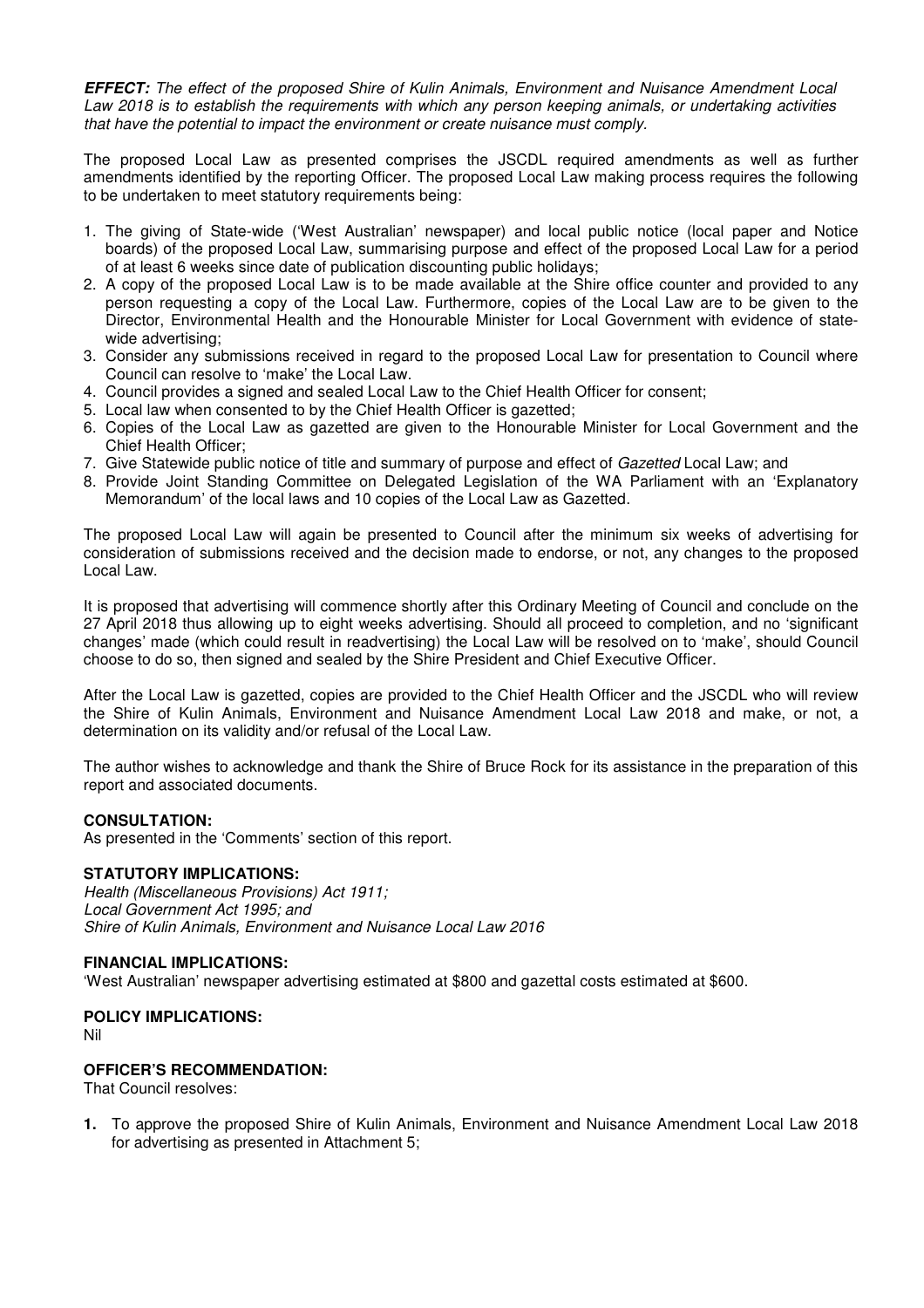***EFFECT:*** *The effect of the proposed Shire of Kulin Animals, Environment and Nuisance Amendment Local Law 2018 is to establish the requirements with which any person keeping animals, or undertaking activities that have the potential to impact the environment or create nuisance must comply.*

The proposed Local Law as presented comprises the JSCDL required amendments as well as further amendments identified by the reporting Officer. The proposed Local Law making process requires the following to be undertaken to meet statutory requirements being:

1. The giving of State-wide ('West Australian' newspaper) and local public notice (local paper and Notice boards) of the proposed Local Law, summarising purpose and effect of the proposed Local Law for a period of at least 6 weeks since date of publication discounting public holidays;
2. A copy of the proposed Local Law is to be made available at the Shire office counter and provided to any person requesting a copy of the Local Law. Furthermore, copies of the Local Law are to be given to the Director, Environmental Health and the Honourable Minister for Local Government with evidence of state-wide advertising;
3. Consider any submissions received in regard to the proposed Local Law for presentation to Council where Council can resolve to 'make' the Local Law.
4. Council provides a signed and sealed Local Law to the Chief Health Officer for consent;
5. Local law when consented to by the Chief Health Officer is gazetted;
6. Copies of the Local Law as gazetted are given to the Honourable Minister for Local Government and the Chief Health Officer;
7. Give Statewide public notice of title and summary of purpose and effect of *Gazetted* Local Law; and
8. Provide Joint Standing Committee on Delegated Legislation of the WA Parliament with an 'Explanatory Memorandum' of the local laws and 10 copies of the Local Law as Gazetted.

The proposed Local Law will again be presented to Council after the minimum six weeks of advertising for consideration of submissions received and the decision made to endorse, or not, any changes to the proposed Local Law.

It is proposed that advertising will commence shortly after this Ordinary Meeting of Council and conclude on the 27 April 2018 thus allowing up to eight weeks advertising. Should all proceed to completion, and no 'significant changes' made (which could result in readvertising) the Local Law will be resolved on to 'make', should Council choose to do so, then signed and sealed by the Shire President and Chief Executive Officer.

After the Local Law is gazetted, copies are provided to the Chief Health Officer and the JSCDL who will review the Shire of Kulin Animals, Environment and Nuisance Amendment Local Law 2018 and make, or not, a determination on its validity and/or refusal of the Local Law.

The author wishes to acknowledge and thank the Shire of Bruce Rock for its assistance in the preparation of this report and associated documents.

**CONSULTATION:**
As presented in the 'Comments' section of this report.

**STATUTORY IMPLICATIONS:**
*Health (Miscellaneous Provisions) Act 1911;*
*Local Government Act 1995; and*
*Shire of Kulin Animals, Environment and Nuisance Local Law 2016*

**FINANCIAL IMPLICATIONS:**
'West Australian' newspaper advertising estimated at $800 and gazettal costs estimated at $600.

**POLICY IMPLICATIONS:**
Nil

**OFFICER'S RECOMMENDATION:**
That Council resolves:

**1.** To approve the proposed Shire of Kulin Animals, Environment and Nuisance Amendment Local Law 2018 for advertising as presented in Attachment 5;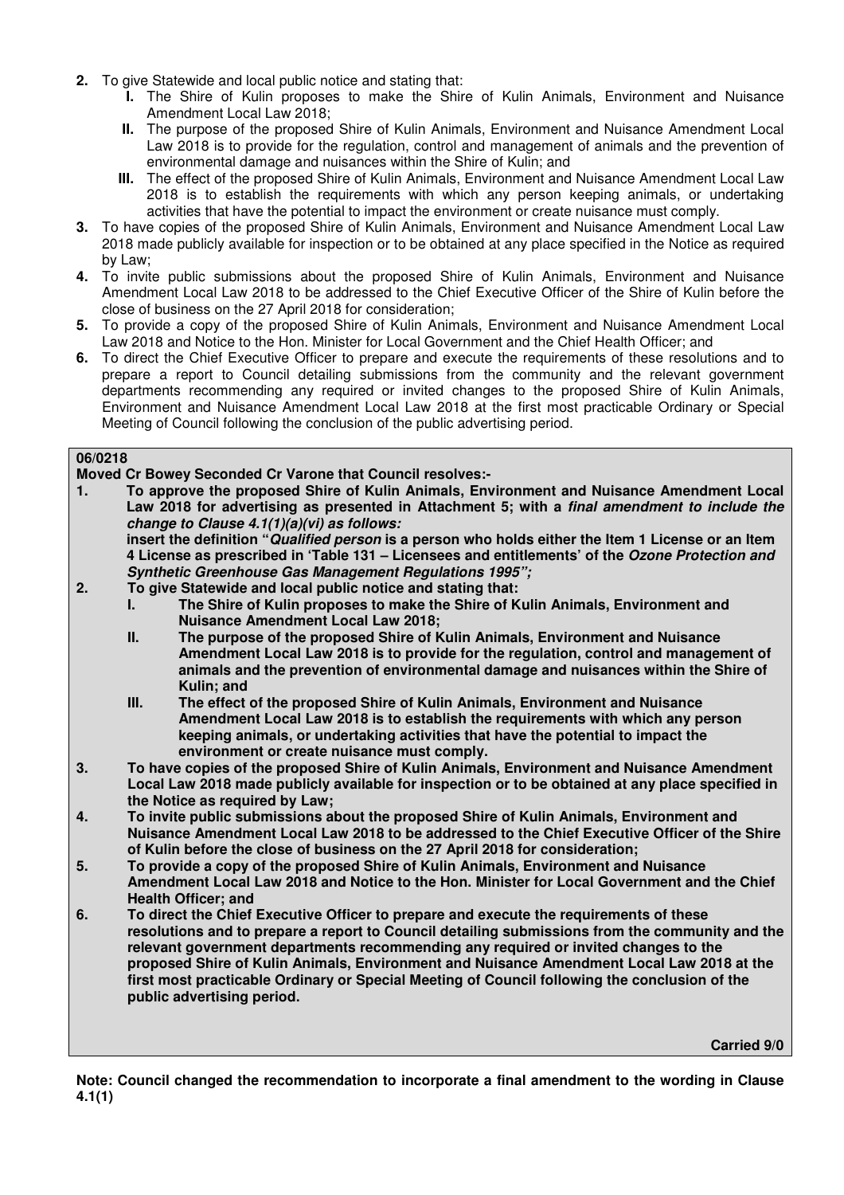2. To give Statewide and local public notice and stating that:
   I. The Shire of Kulin proposes to make the Shire of Kulin Animals, Environment and Nuisance Amendment Local Law 2018;
   II. The purpose of the proposed Shire of Kulin Animals, Environment and Nuisance Amendment Local Law 2018 is to provide for the regulation, control and management of animals and the prevention of environmental damage and nuisances within the Shire of Kulin; and
   III. The effect of the proposed Shire of Kulin Animals, Environment and Nuisance Amendment Local Law 2018 is to establish the requirements with which any person keeping animals, or undertaking activities that have the potential to impact the environment or create nuisance must comply.
3. To have copies of the proposed Shire of Kulin Animals, Environment and Nuisance Amendment Local Law 2018 made publicly available for inspection or to be obtained at any place specified in the Notice as required by Law;
4. To invite public submissions about the proposed Shire of Kulin Animals, Environment and Nuisance Amendment Local Law 2018 to be addressed to the Chief Executive Officer of the Shire of Kulin before the close of business on the 27 April 2018 for consideration;
5. To provide a copy of the proposed Shire of Kulin Animals, Environment and Nuisance Amendment Local Law 2018 and Notice to the Hon. Minister for Local Government and the Chief Health Officer; and
6. To direct the Chief Executive Officer to prepare and execute the requirements of these resolutions and to prepare a report to Council detailing submissions from the community and the relevant government departments recommending any required or invited changes to the proposed Shire of Kulin Animals, Environment and Nuisance Amendment Local Law 2018 at the first most practicable Ordinary or Special Meeting of Council following the conclusion of the public advertising period.

**06/0218**

**Moved Cr Bowey Seconded Cr Varone that Council resolves:-**

1. **To approve the proposed Shire of Kulin Animals, Environment and Nuisance Amendment Local Law 2018 for advertising as presented in Attachment 5; with a *final amendment to include the change to Clause 4.1(1)(a)(vi) as follows:***
   **insert the definition "*Qualified person* is a person who holds either the Item 1 License or an Item 4 License as prescribed in 'Table 131 – Licensees and entitlements' of the *Ozone Protection and Synthetic Greenhouse Gas Management Regulations 1995"*;**
2. **To give Statewide and local public notice and stating that:**
   I. **The Shire of Kulin proposes to make the Shire of Kulin Animals, Environment and Nuisance Amendment Local Law 2018;**
   II. **The purpose of the proposed Shire of Kulin Animals, Environment and Nuisance Amendment Local Law 2018 is to provide for the regulation, control and management of animals and the prevention of environmental damage and nuisances within the Shire of Kulin; and**
   III. **The effect of the proposed Shire of Kulin Animals, Environment and Nuisance Amendment Local Law 2018 is to establish the requirements with which any person keeping animals, or undertaking activities that have the potential to impact the environment or create nuisance must comply.**
3. **To have copies of the proposed Shire of Kulin Animals, Environment and Nuisance Amendment Local Law 2018 made publicly available for inspection or to be obtained at any place specified in the Notice as required by Law;**
4. **To invite public submissions about the proposed Shire of Kulin Animals, Environment and Nuisance Amendment Local Law 2018 to be addressed to the Chief Executive Officer of the Shire of Kulin before the close of business on the 27 April 2018 for consideration;**
5. **To provide a copy of the proposed Shire of Kulin Animals, Environment and Nuisance Amendment Local Law 2018 and Notice to the Hon. Minister for Local Government and the Chief Health Officer; and**
6. **To direct the Chief Executive Officer to prepare and execute the requirements of these resolutions and to prepare a report to Council detailing submissions from the community and the relevant government departments recommending any required or invited changes to the proposed Shire of Kulin Animals, Environment and Nuisance Amendment Local Law 2018 at the first most practicable Ordinary or Special Meeting of Council following the conclusion of the public advertising period.**

**Carried 9/0**

**Note: Council changed the recommendation to incorporate a final amendment to the wording in Clause 4.1(1)**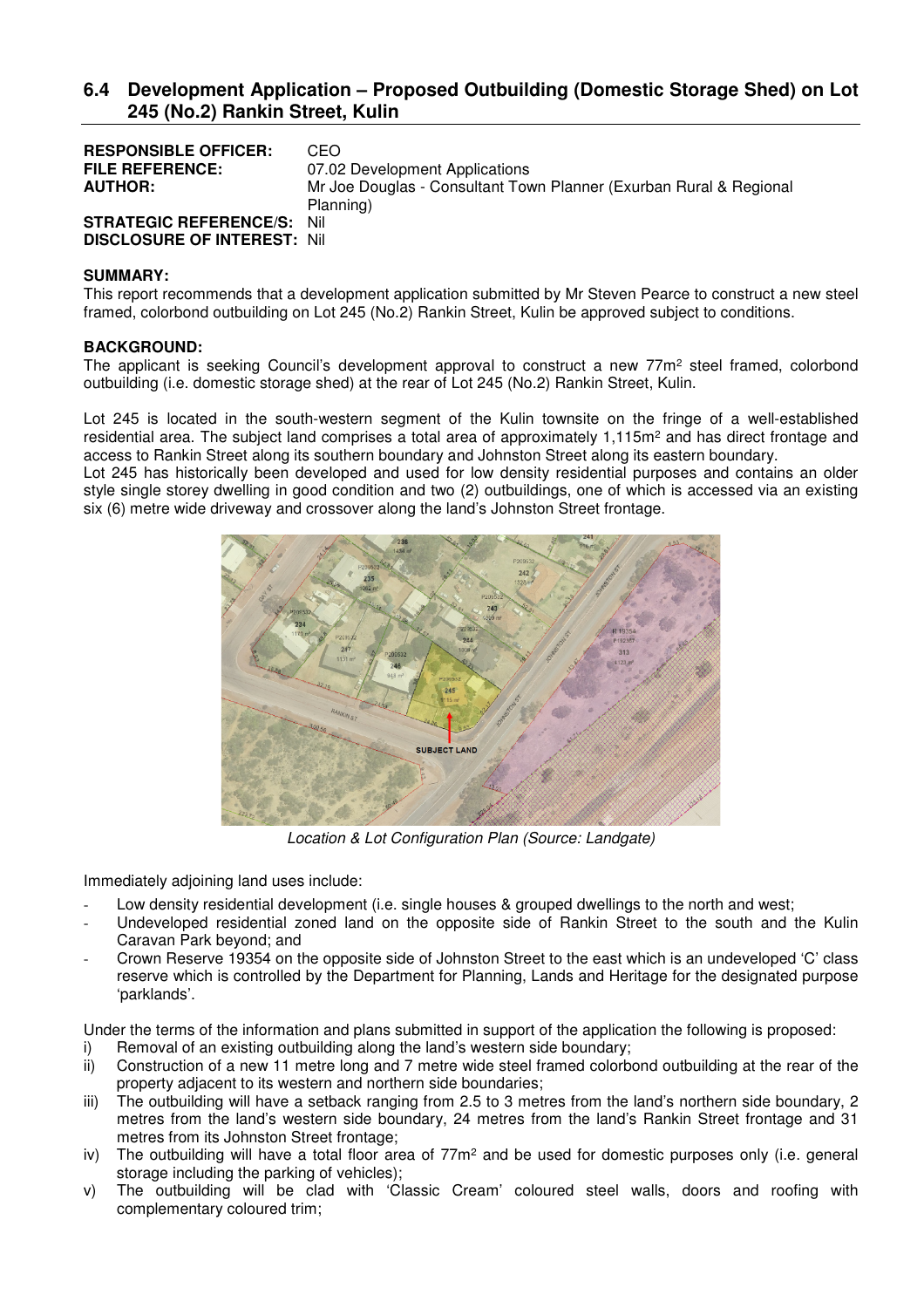## 6.4 Development Application – Proposed Outbuilding (Domestic Storage Shed) on Lot 245 (No.2) Rankin Street, Kulin

**RESPONSIBLE OFFICER:** CEO
**FILE REFERENCE:** 07.02 Development Applications
**AUTHOR:** Mr Joe Douglas - Consultant Town Planner (Exurban Rural & Regional Planning)
**STRATEGIC REFERENCE/S:** Nil
**DISCLOSURE OF INTEREST:** Nil

**SUMMARY:**
This report recommends that a development application submitted by Mr Steven Pearce to construct a new steel framed, colorbond outbuilding on Lot 245 (No.2) Rankin Street, Kulin be approved subject to conditions.

**BACKGROUND:**
The applicant is seeking Council's development approval to construct a new 77m² steel framed, colorbond outbuilding (i.e. domestic storage shed) at the rear of Lot 245 (No.2) Rankin Street, Kulin.

Lot 245 is located in the south-western segment of the Kulin townsite on the fringe of a well-established residential area. The subject land comprises a total area of approximately 1,115m² and has direct frontage and access to Rankin Street along its southern boundary and Johnston Street along its eastern boundary.
Lot 245 has historically been developed and used for low density residential purposes and contains an older style single storey dwelling in good condition and two (2) outbuildings, one of which is accessed via an existing six (6) metre wide driveway and crossover along the land's Johnston Street frontage.

*Location & Lot Configuration Plan (Source: Landgate)*

Immediately adjoining land uses include:

- Low density residential development (i.e. single houses & grouped dwellings to the north and west;
- Undeveloped residential zoned land on the opposite side of Rankin Street to the south and the Kulin Caravan Park beyond; and
- Crown Reserve 19354 on the opposite side of Johnston Street to the east which is an undeveloped 'C' class reserve which is controlled by the Department for Planning, Lands and Heritage for the designated purpose 'parklands'.

Under the terms of the information and plans submitted in support of the application the following is proposed:

i) Removal of an existing outbuilding along the land's western side boundary;
ii) Construction of a new 11 metre long and 7 metre wide steel framed colorbond outbuilding at the rear of the property adjacent to its western and northern side boundaries;
iii) The outbuilding will have a setback ranging from 2.5 to 3 metres from the land's northern side boundary, 2 metres from the land's western side boundary, 24 metres from the land's Rankin Street frontage and 31 metres from its Johnston Street frontage;
iv) The outbuilding will have a total floor area of 77m² and be used for domestic purposes only (i.e. general storage including the parking of vehicles);
v) The outbuilding will be clad with 'Classic Cream' coloured steel walls, doors and roofing with complementary coloured trim;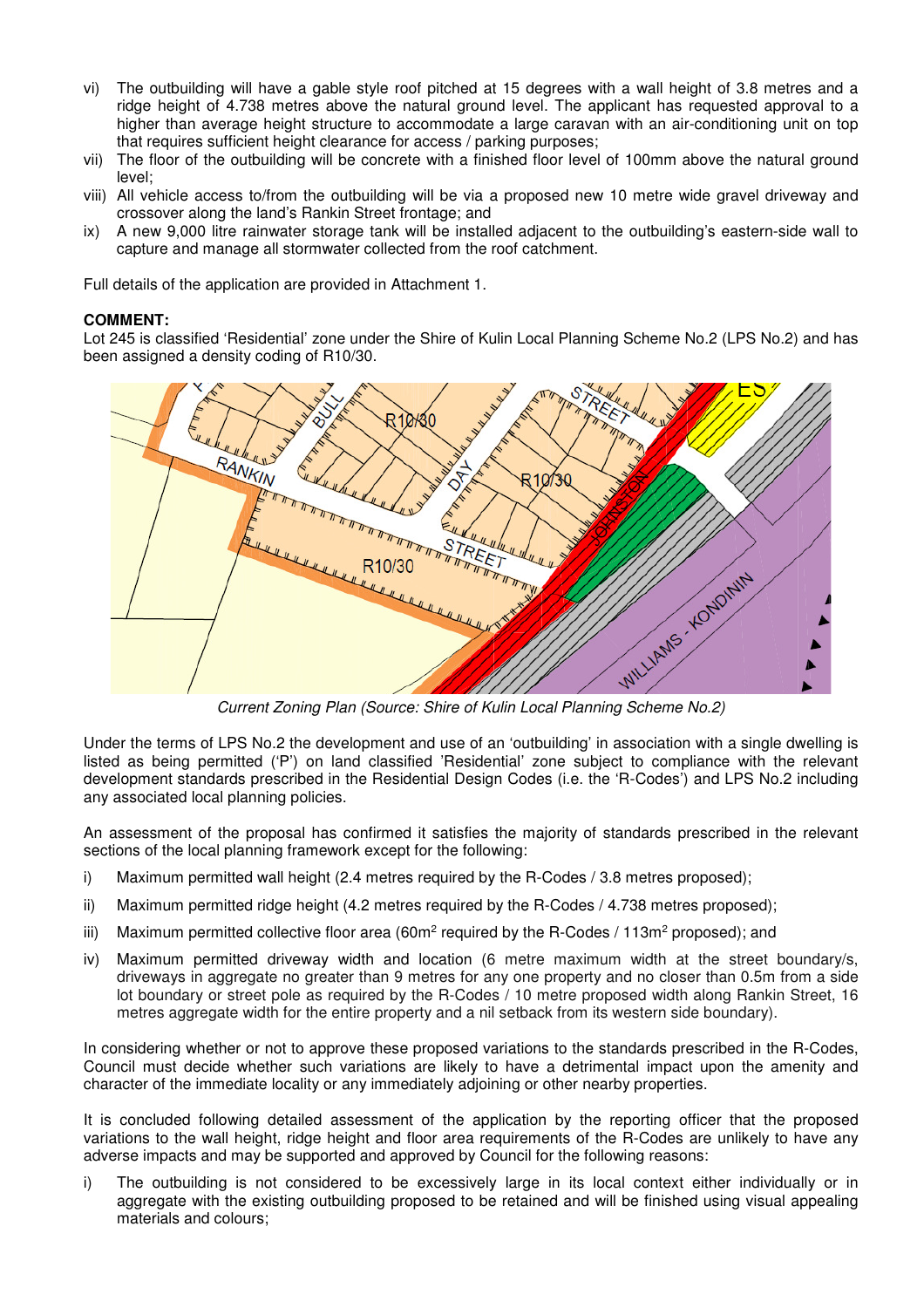vi) The outbuilding will have a gable style roof pitched at 15 degrees with a wall height of 3.8 metres and a ridge height of 4.738 metres above the natural ground level. The applicant has requested approval to a higher than average height structure to accommodate a large caravan with an air-conditioning unit on top that requires sufficient height clearance for access / parking purposes;

vii) The floor of the outbuilding will be concrete with a finished floor level of 100mm above the natural ground level;

viii) All vehicle access to/from the outbuilding will be via a proposed new 10 metre wide gravel driveway and crossover along the land's Rankin Street frontage; and

ix) A new 9,000 litre rainwater storage tank will be installed adjacent to the outbuilding's eastern-side wall to capture and manage all stormwater collected from the roof catchment.

Full details of the application are provided in Attachment 1.

**COMMENT:**

Lot 245 is classified 'Residential' zone under the Shire of Kulin Local Planning Scheme No.2 (LPS No.2) and has been assigned a density coding of R10/30.

*Current Zoning Plan (Source: Shire of Kulin Local Planning Scheme No.2)*

Under the terms of LPS No.2 the development and use of an 'outbuilding' in association with a single dwelling is listed as being permitted ('P') on land classified 'Residential' zone subject to compliance with the relevant development standards prescribed in the Residential Design Codes (i.e. the 'R-Codes') and LPS No.2 including any associated local planning policies.

An assessment of the proposal has confirmed it satisfies the majority of standards prescribed in the relevant sections of the local planning framework except for the following:

i) Maximum permitted wall height (2.4 metres required by the R-Codes / 3.8 metres proposed);

ii) Maximum permitted ridge height (4.2 metres required by the R-Codes / 4.738 metres proposed);

iii) Maximum permitted collective floor area (60m² required by the R-Codes / 113m² proposed); and

iv) Maximum permitted driveway width and location (6 metre maximum width at the street boundary/s, driveways in aggregate no greater than 9 metres for any one property and no closer than 0.5m from a side lot boundary or street pole as required by the R-Codes / 10 metre proposed width along Rankin Street, 16 metres aggregate width for the entire property and a nil setback from its western side boundary).

In considering whether or not to approve these proposed variations to the standards prescribed in the R-Codes, Council must decide whether such variations are likely to have a detrimental impact upon the amenity and character of the immediate locality or any immediately adjoining or other nearby properties.

It is concluded following detailed assessment of the application by the reporting officer that the proposed variations to the wall height, ridge height and floor area requirements of the R-Codes are unlikely to have any adverse impacts and may be supported and approved by Council for the following reasons:

i) The outbuilding is not considered to be excessively large in its local context either individually or in aggregate with the existing outbuilding proposed to be retained and will be finished using visual appealing materials and colours;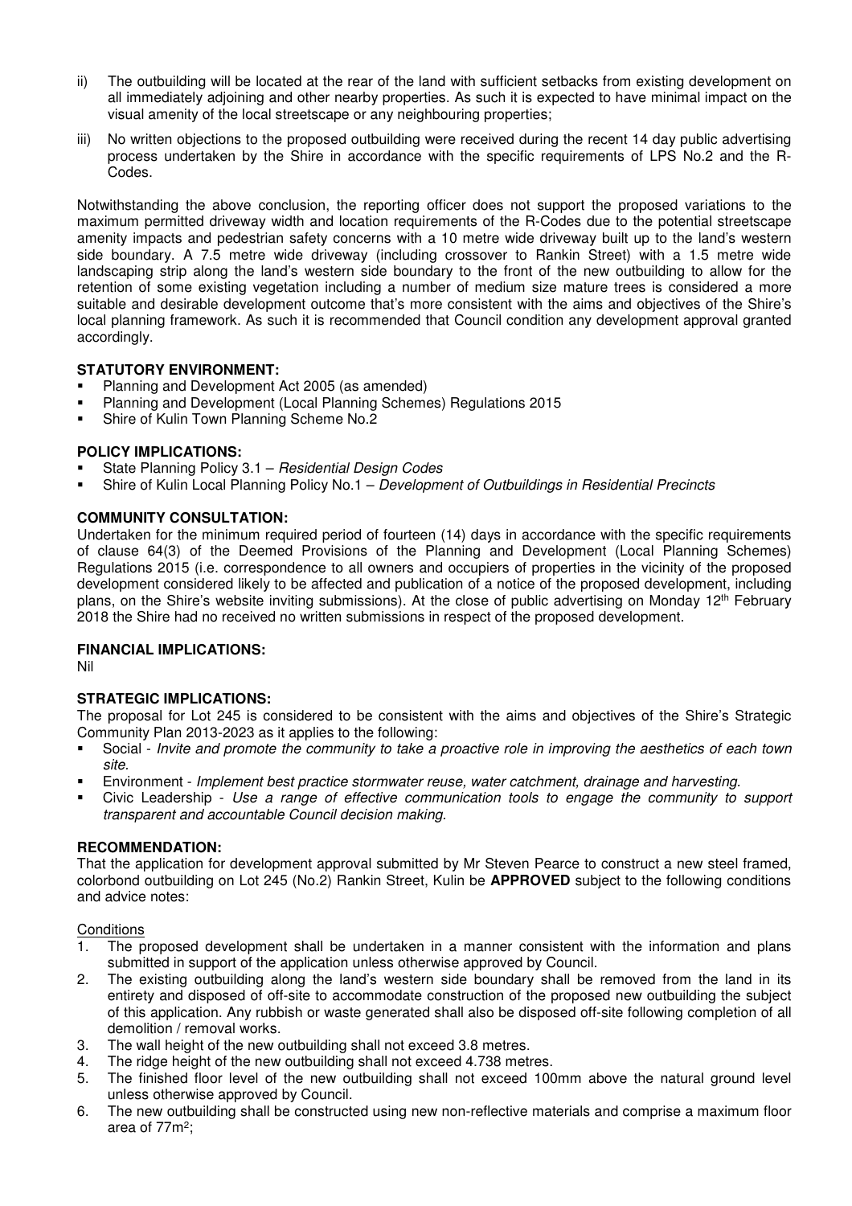ii) The outbuilding will be located at the rear of the land with sufficient setbacks from existing development on all immediately adjoining and other nearby properties. As such it is expected to have minimal impact on the visual amenity of the local streetscape or any neighbouring properties;

iii) No written objections to the proposed outbuilding were received during the recent 14 day public advertising process undertaken by the Shire in accordance with the specific requirements of LPS No.2 and the R-Codes.

Notwithstanding the above conclusion, the reporting officer does not support the proposed variations to the maximum permitted driveway width and location requirements of the R-Codes due to the potential streetscape amenity impacts and pedestrian safety concerns with a 10 metre wide driveway built up to the land's western side boundary. A 7.5 metre wide driveway (including crossover to Rankin Street) with a 1.5 metre wide landscaping strip along the land's western side boundary to the front of the new outbuilding to allow for the retention of some existing vegetation including a number of medium size mature trees is considered a more suitable and desirable development outcome that's more consistent with the aims and objectives of the Shire's local planning framework. As such it is recommended that Council condition any development approval granted accordingly.

**STATUTORY ENVIRONMENT:**

- Planning and Development Act 2005 (as amended)
- Planning and Development (Local Planning Schemes) Regulations 2015
- Shire of Kulin Town Planning Scheme No.2

**POLICY IMPLICATIONS:**

- State Planning Policy 3.1 – *Residential Design Codes*
- Shire of Kulin Local Planning Policy No.1 – *Development of Outbuildings in Residential Precincts*

**COMMUNITY CONSULTATION:**

Undertaken for the minimum required period of fourteen (14) days in accordance with the specific requirements of clause 64(3) of the Deemed Provisions of the Planning and Development (Local Planning Schemes) Regulations 2015 (i.e. correspondence to all owners and occupiers of properties in the vicinity of the proposed development considered likely to be affected and publication of a notice of the proposed development, including plans, on the Shire's website inviting submissions). At the close of public advertising on Monday 12th February 2018 the Shire had no received no written submissions in respect of the proposed development.

**FINANCIAL IMPLICATIONS:**

Nil

**STRATEGIC IMPLICATIONS:**

The proposal for Lot 245 is considered to be consistent with the aims and objectives of the Shire's Strategic Community Plan 2013-2023 as it applies to the following:

- Social - *Invite and promote the community to take a proactive role in improving the aesthetics of each town site.*
- Environment - *Implement best practice stormwater reuse, water catchment, drainage and harvesting.*
- Civic Leadership - *Use a range of effective communication tools to engage the community to support transparent and accountable Council decision making.*

**RECOMMENDATION:**

That the application for development approval submitted by Mr Steven Pearce to construct a new steel framed, colorbond outbuilding on Lot 245 (No.2) Rankin Street, Kulin be **APPROVED** subject to the following conditions and advice notes:

Conditions

1. The proposed development shall be undertaken in a manner consistent with the information and plans submitted in support of the application unless otherwise approved by Council.
2. The existing outbuilding along the land's western side boundary shall be removed from the land in its entirety and disposed of off-site to accommodate construction of the proposed new outbuilding the subject of this application. Any rubbish or waste generated shall also be disposed off-site following completion of all demolition / removal works.
3. The wall height of the new outbuilding shall not exceed 3.8 metres.
4. The ridge height of the new outbuilding shall not exceed 4.738 metres.
5. The finished floor level of the new outbuilding shall not exceed 100mm above the natural ground level unless otherwise approved by Council.
6. The new outbuilding shall be constructed using new non-reflective materials and comprise a maximum floor area of 77m²;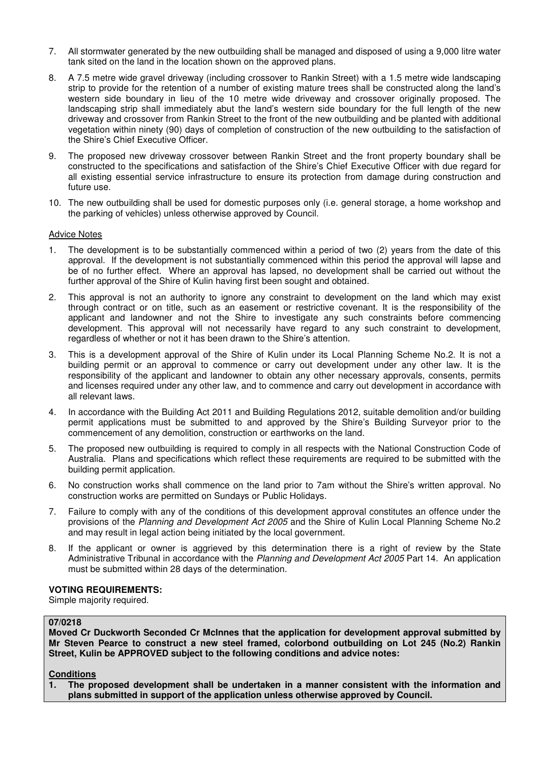7. All stormwater generated by the new outbuilding shall be managed and disposed of using a 9,000 litre water tank sited on the land in the location shown on the approved plans.

8. A 7.5 metre wide gravel driveway (including crossover to Rankin Street) with a 1.5 metre wide landscaping strip to provide for the retention of a number of existing mature trees shall be constructed along the land's western side boundary in lieu of the 10 metre wide driveway and crossover originally proposed. The landscaping strip shall immediately abut the land's western side boundary for the full length of the new driveway and crossover from Rankin Street to the front of the new outbuilding and be planted with additional vegetation within ninety (90) days of completion of construction of the new outbuilding to the satisfaction of the Shire's Chief Executive Officer.

9. The proposed new driveway crossover between Rankin Street and the front property boundary shall be constructed to the specifications and satisfaction of the Shire's Chief Executive Officer with due regard for all existing essential service infrastructure to ensure its protection from damage during construction and future use.

10. The new outbuilding shall be used for domestic purposes only (i.e. general storage, a home workshop and the parking of vehicles) unless otherwise approved by Council.

Advice Notes

1. The development is to be substantially commenced within a period of two (2) years from the date of this approval. If the development is not substantially commenced within this period the approval will lapse and be of no further effect. Where an approval has lapsed, no development shall be carried out without the further approval of the Shire of Kulin having first been sought and obtained.

2. This approval is not an authority to ignore any constraint to development on the land which may exist through contract or on title, such as an easement or restrictive covenant. It is the responsibility of the applicant and landowner and not the Shire to investigate any such constraints before commencing development. This approval will not necessarily have regard to any such constraint to development, regardless of whether or not it has been drawn to the Shire's attention.

3. This is a development approval of the Shire of Kulin under its Local Planning Scheme No.2. It is not a building permit or an approval to commence or carry out development under any other law. It is the responsibility of the applicant and landowner to obtain any other necessary approvals, consents, permits and licenses required under any other law, and to commence and carry out development in accordance with all relevant laws.

4. In accordance with the Building Act 2011 and Building Regulations 2012, suitable demolition and/or building permit applications must be submitted to and approved by the Shire's Building Surveyor prior to the commencement of any demolition, construction or earthworks on the land.

5. The proposed new outbuilding is required to comply in all respects with the National Construction Code of Australia. Plans and specifications which reflect these requirements are required to be submitted with the building permit application.

6. No construction works shall commence on the land prior to 7am without the Shire's written approval. No construction works are permitted on Sundays or Public Holidays.

7. Failure to comply with any of the conditions of this development approval constitutes an offence under the provisions of the *Planning and Development Act 2005* and the Shire of Kulin Local Planning Scheme No.2 and may result in legal action being initiated by the local government.

8. If the applicant or owner is aggrieved by this determination there is a right of review by the State Administrative Tribunal in accordance with the *Planning and Development Act 2005* Part 14. An application must be submitted within 28 days of the determination.

**VOTING REQUIREMENTS:**
Simple majority required.

**07/0218**
**Moved Cr Duckworth Seconded Cr McInnes that the application for development approval submitted by Mr Steven Pearce to construct a new steel framed, colorbond outbuilding on Lot 245 (No.2) Rankin Street, Kulin be APPROVED subject to the following conditions and advice notes:**

**Conditions**

1. **The proposed development shall be undertaken in a manner consistent with the information and plans submitted in support of the application unless otherwise approved by Council.**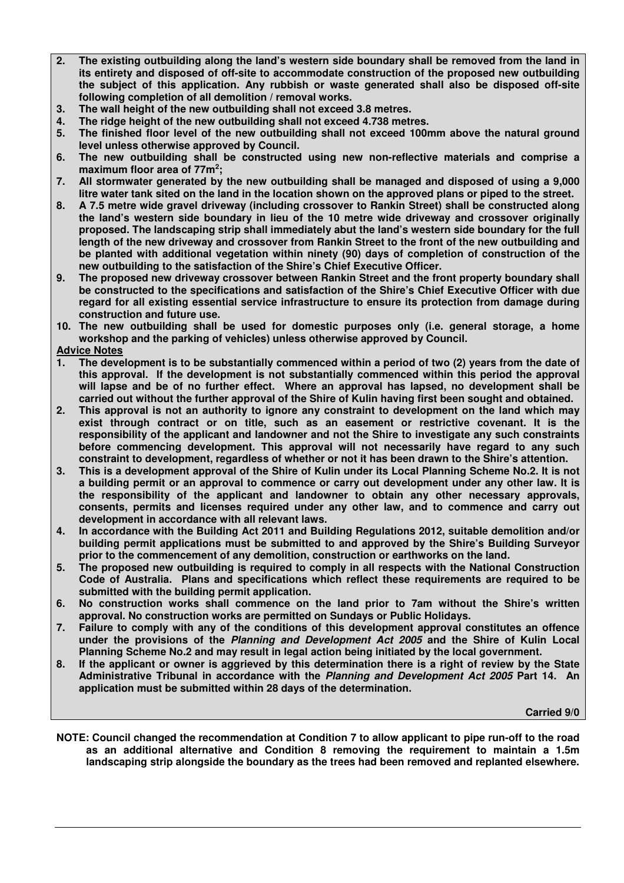**2. The existing outbuilding along the land's western side boundary shall be removed from the land in its entirety and disposed of off-site to accommodate construction of the proposed new outbuilding the subject of this application. Any rubbish or waste generated shall also be disposed off-site following completion of all demolition / removal works.**

**3. The wall height of the new outbuilding shall not exceed 3.8 metres.**

**4. The ridge height of the new outbuilding shall not exceed 4.738 metres.**

**5. The finished floor level of the new outbuilding shall not exceed 100mm above the natural ground level unless otherwise approved by Council.**

**6. The new outbuilding shall be constructed using new non-reflective materials and comprise a maximum floor area of 77m$^2$;**

**7. All stormwater generated by the new outbuilding shall be managed and disposed of using a 9,000 litre water tank sited on the land in the location shown on the approved plans or piped to the street.**

**8. A 7.5 metre wide gravel driveway (including crossover to Rankin Street) shall be constructed along the land's western side boundary in lieu of the 10 metre wide driveway and crossover originally proposed. The landscaping strip shall immediately abut the land's western side boundary for the full length of the new driveway and crossover from Rankin Street to the front of the new outbuilding and be planted with additional vegetation within ninety (90) days of completion of construction of the new outbuilding to the satisfaction of the Shire's Chief Executive Officer.**

**9. The proposed new driveway crossover between Rankin Street and the front property boundary shall be constructed to the specifications and satisfaction of the Shire's Chief Executive Officer with due regard for all existing essential service infrastructure to ensure its protection from damage during construction and future use.**

**10. The new outbuilding shall be used for domestic purposes only (i.e. general storage, a home workshop and the parking of vehicles) unless otherwise approved by Council.**

**Advice Notes**

**1. The development is to be substantially commenced within a period of two (2) years from the date of this approval. If the development is not substantially commenced within this period the approval will lapse and be of no further effect. Where an approval has lapsed, no development shall be carried out without the further approval of the Shire of Kulin having first been sought and obtained.**

**2. This approval is not an authority to ignore any constraint to development on the land which may exist through contract or on title, such as an easement or restrictive covenant. It is the responsibility of the applicant and landowner and not the Shire to investigate any such constraints before commencing development. This approval will not necessarily have regard to any such constraint to development, regardless of whether or not it has been drawn to the Shire's attention.**

**3. This is a development approval of the Shire of Kulin under its Local Planning Scheme No.2. It is not a building permit or an approval to commence or carry out development under any other law. It is the responsibility of the applicant and landowner to obtain any other necessary approvals, consents, permits and licenses required under any other law, and to commence and carry out development in accordance with all relevant laws.**

**4. In accordance with the Building Act 2011 and Building Regulations 2012, suitable demolition and/or building permit applications must be submitted to and approved by the Shire's Building Surveyor prior to the commencement of any demolition, construction or earthworks on the land.**

**5. The proposed new outbuilding is required to comply in all respects with the National Construction Code of Australia. Plans and specifications which reflect these requirements are required to be submitted with the building permit application.**

**6. No construction works shall commence on the land prior to 7am without the Shire's written approval. No construction works are permitted on Sundays or Public Holidays.**

**7. Failure to comply with any of the conditions of this development approval constitutes an offence under the provisions of the *Planning and Development Act 2005* and the Shire of Kulin Local Planning Scheme No.2 and may result in legal action being initiated by the local government.**

**8. If the applicant or owner is aggrieved by this determination there is a right of review by the State Administrative Tribunal in accordance with the *Planning and Development Act 2005* Part 14. An application must be submitted within 28 days of the determination.**

**Carried 9/0**

**NOTE: Council changed the recommendation at Condition 7 to allow applicant to pipe run-off to the road as an additional alternative and Condition 8 removing the requirement to maintain a 1.5m landscaping strip alongside the boundary as the trees had been removed and replanted elsewhere.**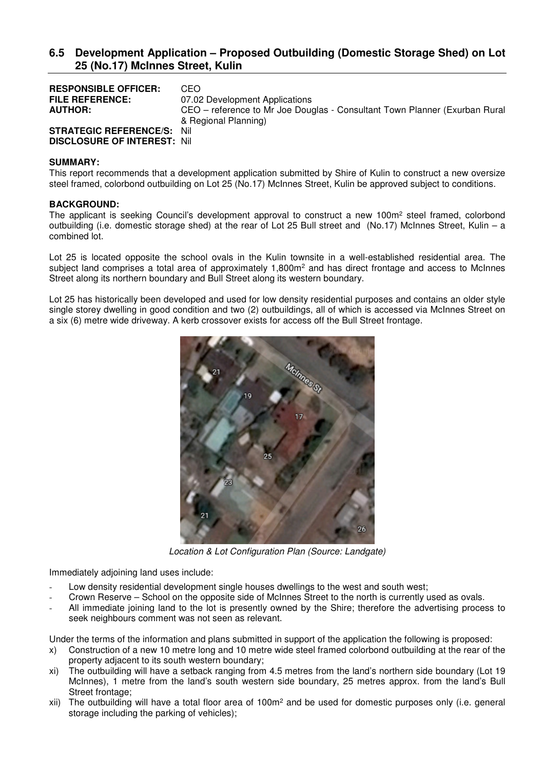## 6.5 Development Application – Proposed Outbuilding (Domestic Storage Shed) on Lot 25 (No.17) McInnes Street, Kulin

**RESPONSIBLE OFFICER:** CEO
**FILE REFERENCE:** 07.02 Development Applications
**AUTHOR:** CEO – reference to Mr Joe Douglas - Consultant Town Planner (Exurban Rural & Regional Planning)
**STRATEGIC REFERENCE/S:** Nil
**DISCLOSURE OF INTEREST:** Nil

**SUMMARY:**
This report recommends that a development application submitted by Shire of Kulin to construct a new oversize steel framed, colorbond outbuilding on Lot 25 (No.17) McInnes Street, Kulin be approved subject to conditions.

**BACKGROUND:**
The applicant is seeking Council's development approval to construct a new 100m² steel framed, colorbond outbuilding (i.e. domestic storage shed) at the rear of Lot 25 Bull street and (No.17) McInnes Street, Kulin – a combined lot.

Lot 25 is located opposite the school ovals in the Kulin townsite in a well-established residential area. The subject land comprises a total area of approximately 1,800m² and has direct frontage and access to McInnes Street along its northern boundary and Bull Street along its western boundary.

Lot 25 has historically been developed and used for low density residential purposes and contains an older style single storey dwelling in good condition and two (2) outbuildings, all of which is accessed via McInnes Street on a six (6) metre wide driveway. A kerb crossover exists for access off the Bull Street frontage.

McInnes St
21
19
17
25
23
21
26

*Location & Lot Configuration Plan (Source: Landgate)*

Immediately adjoining land uses include:

- Low density residential development single houses dwellings to the west and south west;
- Crown Reserve – School on the opposite side of McInnes Street to the north is currently used as ovals.
- All immediate joining land to the lot is presently owned by the Shire; therefore the advertising process to seek neighbours comment was not seen as relevant.

Under the terms of the information and plans submitted in support of the application the following is proposed:

x) Construction of a new 10 metre long and 10 metre wide steel framed colorbond outbuilding at the rear of the property adjacent to its south western boundary;
xi) The outbuilding will have a setback ranging from 4.5 metres from the land's northern side boundary (Lot 19 McInnes), 1 metre from the land's south western side boundary, 25 metres approx. from the land's Bull Street frontage;
xii) The outbuilding will have a total floor area of 100m² and be used for domestic purposes only (i.e. general storage including the parking of vehicles);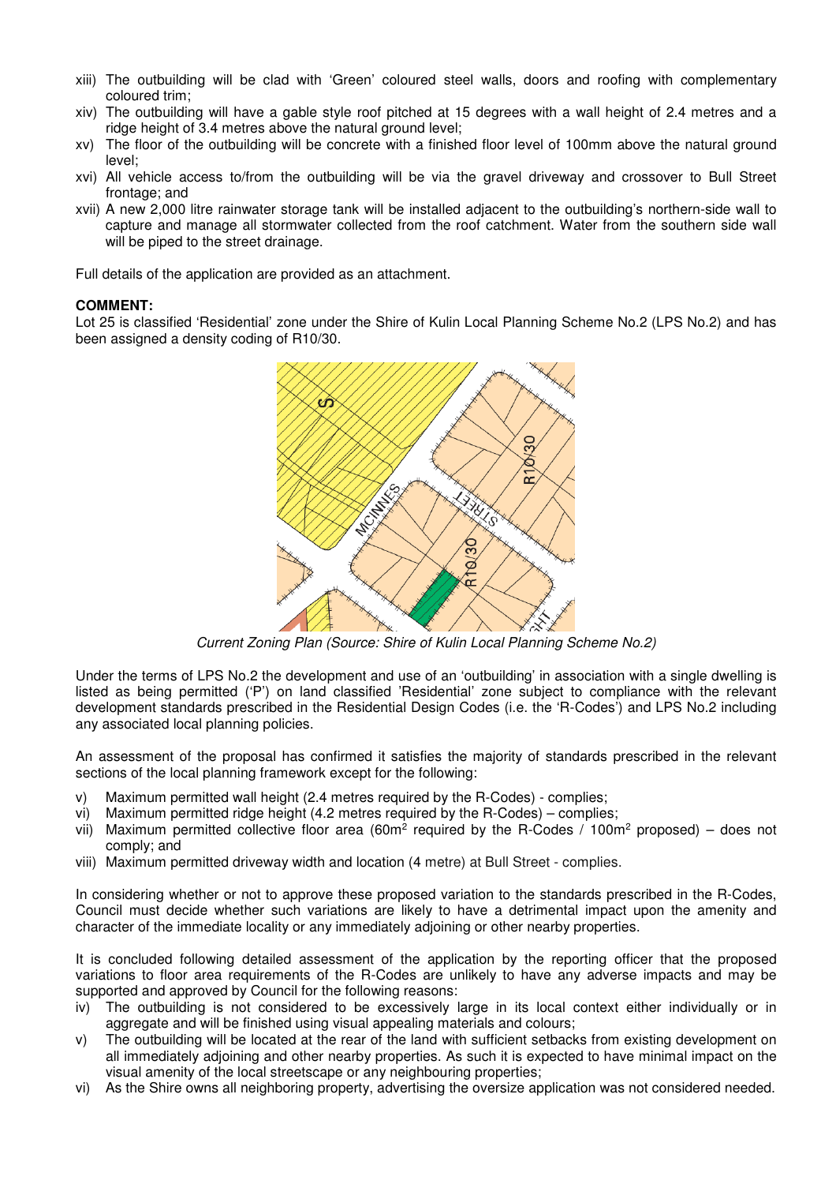xiii) The outbuilding will be clad with 'Green' coloured steel walls, doors and roofing with complementary coloured trim;

xiv) The outbuilding will have a gable style roof pitched at 15 degrees with a wall height of 2.4 metres and a ridge height of 3.4 metres above the natural ground level;

xv) The floor of the outbuilding will be concrete with a finished floor level of 100mm above the natural ground level;

xvi) All vehicle access to/from the outbuilding will be via the gravel driveway and crossover to Bull Street frontage; and

xvii) A new 2,000 litre rainwater storage tank will be installed adjacent to the outbuilding's northern-side wall to capture and manage all stormwater collected from the roof catchment. Water from the southern side wall will be piped to the street drainage.

Full details of the application are provided as an attachment.

**COMMENT:**

Lot 25 is classified 'Residential' zone under the Shire of Kulin Local Planning Scheme No.2 (LPS No.2) and has been assigned a density coding of R10/30.

S

MCINNES

STREET

R10/30

R10/30

*Current Zoning Plan (Source: Shire of Kulin Local Planning Scheme No.2)*

Under the terms of LPS No.2 the development and use of an 'outbuilding' in association with a single dwelling is listed as being permitted ('P') on land classified 'Residential' zone subject to compliance with the relevant development standards prescribed in the Residential Design Codes (i.e. the 'R-Codes') and LPS No.2 including any associated local planning policies.

An assessment of the proposal has confirmed it satisfies the majority of standards prescribed in the relevant sections of the local planning framework except for the following:

v) Maximum permitted wall height (2.4 metres required by the R-Codes) - complies;

vi) Maximum permitted ridge height (4.2 metres required by the R-Codes) – complies;

vii) Maximum permitted collective floor area (60m² required by the R-Codes / 100m² proposed) – does not comply; and

viii) Maximum permitted driveway width and location (4 metre) at Bull Street - complies.

In considering whether or not to approve these proposed variation to the standards prescribed in the R-Codes, Council must decide whether such variations are likely to have a detrimental impact upon the amenity and character of the immediate locality or any immediately adjoining or other nearby properties.

It is concluded following detailed assessment of the application by the reporting officer that the proposed variations to floor area requirements of the R-Codes are unlikely to have any adverse impacts and may be supported and approved by Council for the following reasons:

iv) The outbuilding is not considered to be excessively large in its local context either individually or in aggregate and will be finished using visual appealing materials and colours;

v) The outbuilding will be located at the rear of the land with sufficient setbacks from existing development on all immediately adjoining and other nearby properties. As such it is expected to have minimal impact on the visual amenity of the local streetscape or any neighbouring properties;

vi) As the Shire owns all neighboring property, advertising the oversize application was not considered needed.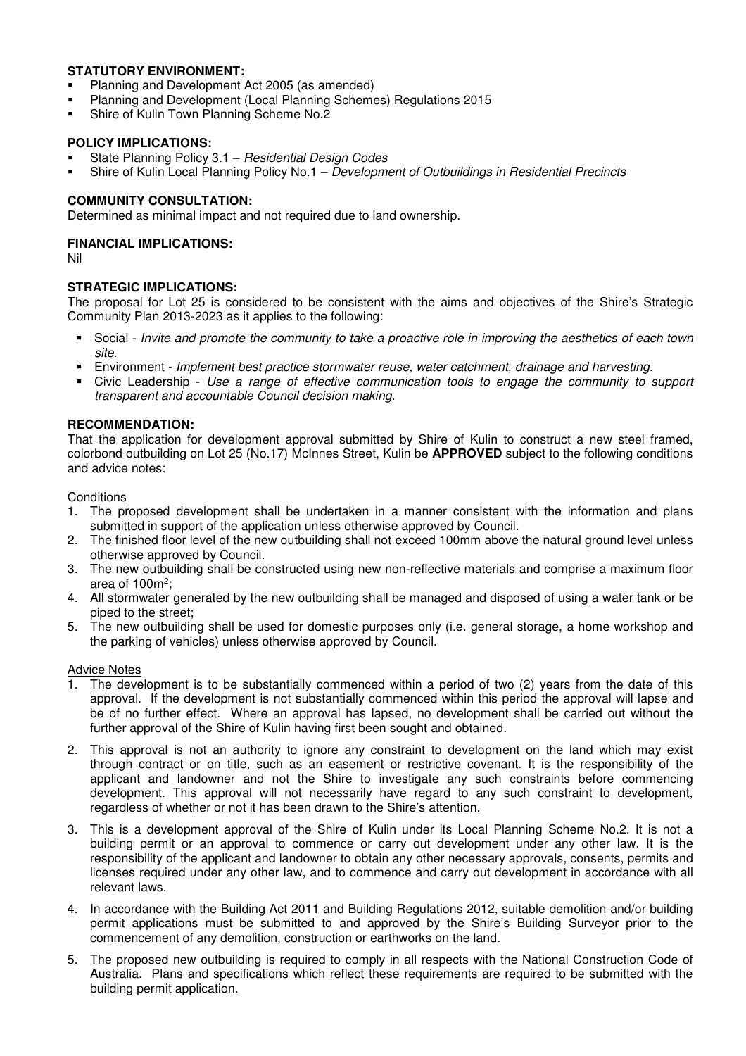**STATUTORY ENVIRONMENT:**

- Planning and Development Act 2005 (as amended)
- Planning and Development (Local Planning Schemes) Regulations 2015
- Shire of Kulin Town Planning Scheme No.2

**POLICY IMPLICATIONS:**

- State Planning Policy 3.1 – *Residential Design Codes*
- Shire of Kulin Local Planning Policy No.1 – *Development of Outbuildings in Residential Precincts*

**COMMUNITY CONSULTATION:**

Determined as minimal impact and not required due to land ownership.

**FINANCIAL IMPLICATIONS:**

Nil

**STRATEGIC IMPLICATIONS:**

The proposal for Lot 25 is considered to be consistent with the aims and objectives of the Shire's Strategic Community Plan 2013-2023 as it applies to the following:

- Social - *Invite and promote the community to take a proactive role in improving the aesthetics of each town site.*
- Environment - *Implement best practice stormwater reuse, water catchment, drainage and harvesting.*
- Civic Leadership - *Use a range of effective communication tools to engage the community to support transparent and accountable Council decision making.*

**RECOMMENDATION:**

That the application for development approval submitted by Shire of Kulin to construct a new steel framed, colorbond outbuilding on Lot 25 (No.17) McInnes Street, Kulin be **APPROVED** subject to the following conditions and advice notes:

Conditions

1. The proposed development shall be undertaken in a manner consistent with the information and plans submitted in support of the application unless otherwise approved by Council.
2. The finished floor level of the new outbuilding shall not exceed 100mm above the natural ground level unless otherwise approved by Council.
3. The new outbuilding shall be constructed using new non-reflective materials and comprise a maximum floor area of 100m$^2$;
4. All stormwater generated by the new outbuilding shall be managed and disposed of using a water tank or be piped to the street;
5. The new outbuilding shall be used for domestic purposes only (i.e. general storage, a home workshop and the parking of vehicles) unless otherwise approved by Council.

Advice Notes

1. The development is to be substantially commenced within a period of two (2) years from the date of this approval. If the development is not substantially commenced within this period the approval will lapse and be of no further effect. Where an approval has lapsed, no development shall be carried out without the further approval of the Shire of Kulin having first been sought and obtained.
2. This approval is not an authority to ignore any constraint to development on the land which may exist through contract or on title, such as an easement or restrictive covenant. It is the responsibility of the applicant and landowner and not the Shire to investigate any such constraints before commencing development. This approval will not necessarily have regard to any such constraint to development, regardless of whether or not it has been drawn to the Shire's attention.
3. This is a development approval of the Shire of Kulin under its Local Planning Scheme No.2. It is not a building permit or an approval to commence or carry out development under any other law. It is the responsibility of the applicant and landowner to obtain any other necessary approvals, consents, permits and licenses required under any other law, and to commence and carry out development in accordance with all relevant laws.
4. In accordance with the Building Act 2011 and Building Regulations 2012, suitable demolition and/or building permit applications must be submitted to and approved by the Shire's Building Surveyor prior to the commencement of any demolition, construction or earthworks on the land.
5. The proposed new outbuilding is required to comply in all respects with the National Construction Code of Australia. Plans and specifications which reflect these requirements are required to be submitted with the building permit application.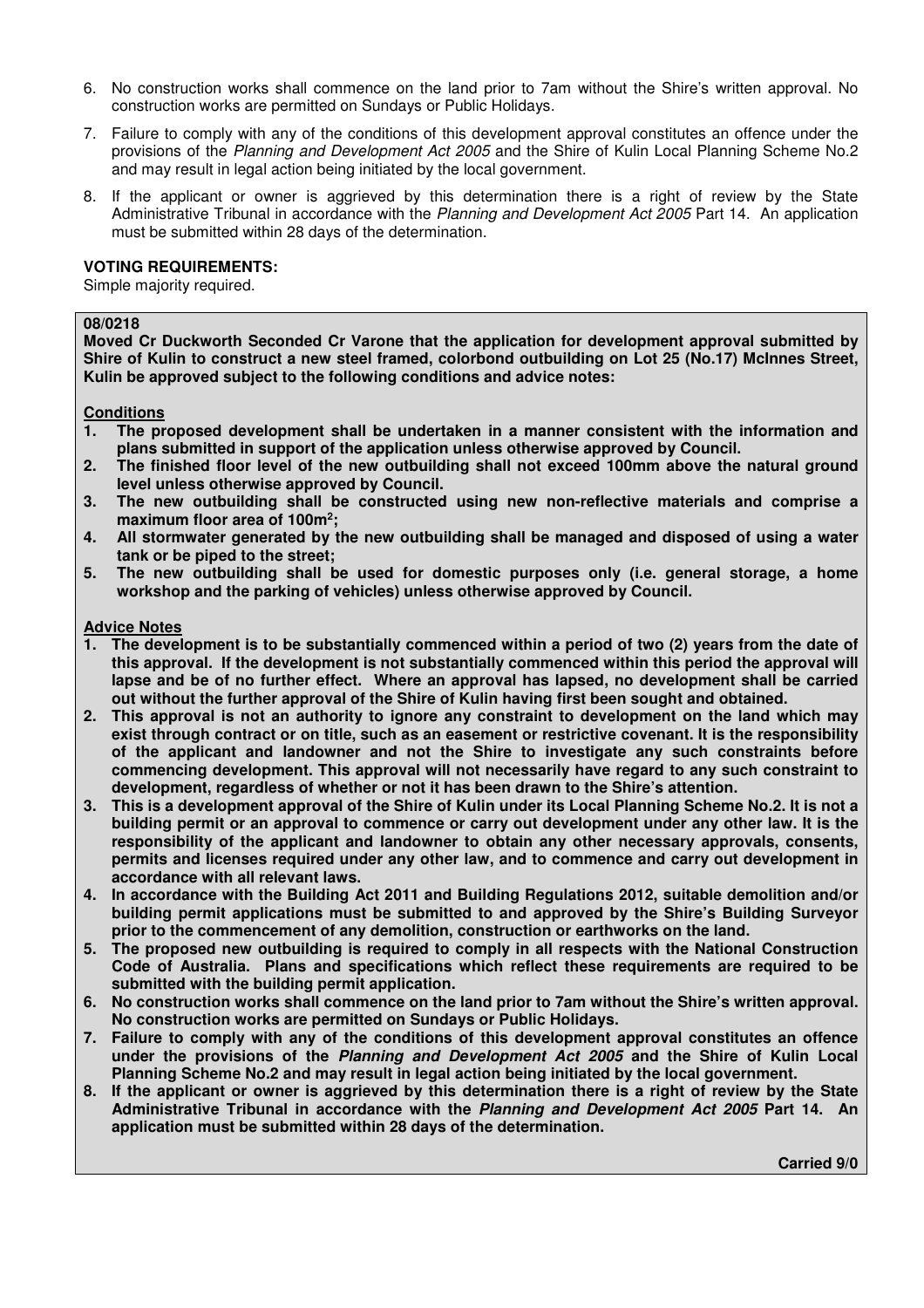6. No construction works shall commence on the land prior to 7am without the Shire's written approval. No construction works are permitted on Sundays or Public Holidays.
7. Failure to comply with any of the conditions of this development approval constitutes an offence under the provisions of the *Planning and Development Act 2005* and the Shire of Kulin Local Planning Scheme No.2 and may result in legal action being initiated by the local government.
8. If the applicant or owner is aggrieved by this determination there is a right of review by the State Administrative Tribunal in accordance with the *Planning and Development Act 2005* Part 14. An application must be submitted within 28 days of the determination.

**VOTING REQUIREMENTS:**

Simple majority required.

**08/0218**

**Moved Cr Duckworth Seconded Cr Varone that the application for development approval submitted by Shire of Kulin to construct a new steel framed, colorbond outbuilding on Lot 25 (No.17) McInnes Street, Kulin be approved subject to the following conditions and advice notes:**

**Conditions**

1. **The proposed development shall be undertaken in a manner consistent with the information and plans submitted in support of the application unless otherwise approved by Council.**
2. **The finished floor level of the new outbuilding shall not exceed 100mm above the natural ground level unless otherwise approved by Council.**
3. **The new outbuilding shall be constructed using new non-reflective materials and comprise a maximum floor area of 100m²;**
4. **All stormwater generated by the new outbuilding shall be managed and disposed of using a water tank or be piped to the street;**
5. **The new outbuilding shall be used for domestic purposes only (i.e. general storage, a home workshop and the parking of vehicles) unless otherwise approved by Council.**

**Advice Notes**

1. **The development is to be substantially commenced within a period of two (2) years from the date of this approval. If the development is not substantially commenced within this period the approval will lapse and be of no further effect. Where an approval has lapsed, no development shall be carried out without the further approval of the Shire of Kulin having first been sought and obtained.**
2. **This approval is not an authority to ignore any constraint to development on the land which may exist through contract or on title, such as an easement or restrictive covenant. It is the responsibility of the applicant and landowner and not the Shire to investigate any such constraints before commencing development. This approval will not necessarily have regard to any such constraint to development, regardless of whether or not it has been drawn to the Shire's attention.**
3. **This is a development approval of the Shire of Kulin under its Local Planning Scheme No.2. It is not a building permit or an approval to commence or carry out development under any other law. It is the responsibility of the applicant and landowner to obtain any other necessary approvals, consents, permits and licenses required under any other law, and to commence and carry out development in accordance with all relevant laws.**
4. **In accordance with the Building Act 2011 and Building Regulations 2012, suitable demolition and/or building permit applications must be submitted to and approved by the Shire's Building Surveyor prior to the commencement of any demolition, construction or earthworks on the land.**
5. **The proposed new outbuilding is required to comply in all respects with the National Construction Code of Australia. Plans and specifications which reflect these requirements are required to be submitted with the building permit application.**
6. **No construction works shall commence on the land prior to 7am without the Shire's written approval. No construction works are permitted on Sundays or Public Holidays.**
7. **Failure to comply with any of the conditions of this development approval constitutes an offence under the provisions of the *Planning and Development Act 2005* and the Shire of Kulin Local Planning Scheme No.2 and may result in legal action being initiated by the local government.**
8. **If the applicant or owner is aggrieved by this determination there is a right of review by the State Administrative Tribunal in accordance with the *Planning and Development Act 2005* Part 14. An application must be submitted within 28 days of the determination.**

**Carried 9/0**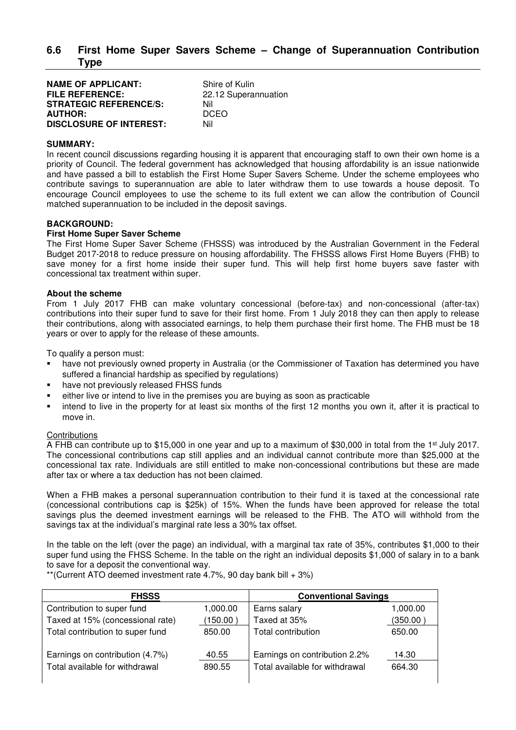## 6.6 First Home Super Savers Scheme – Change of Superannuation Contribution Type

| | |
|---|---|
| **NAME OF APPLICANT:** | Shire of Kulin |
| **FILE REFERENCE:** | 22.12 Superannuation |
| **STRATEGIC REFERENCE/S:** | Nil |
| **AUTHOR:** | DCEO |
| **DISCLOSURE OF INTEREST:** | Nil |

**SUMMARY:**

In recent council discussions regarding housing it is apparent that encouraging staff to own their own home is a priority of Council. The federal government has acknowledged that housing affordability is an issue nationwide and have passed a bill to establish the First Home Super Savers Scheme. Under the scheme employees who contribute savings to superannuation are able to later withdraw them to use towards a house deposit. To encourage Council employees to use the scheme to its full extent we can allow the contribution of Council matched superannuation to be included in the deposit savings.

**BACKGROUND:**

**First Home Super Saver Scheme**

The First Home Super Saver Scheme (FHSSS) was introduced by the Australian Government in the Federal Budget 2017-2018 to reduce pressure on housing affordability. The FHSSS allows First Home Buyers (FHB) to save money for a first home inside their super fund. This will help first home buyers save faster with concessional tax treatment within super.

**About the scheme**

From 1 July 2017 FHB can make voluntary concessional (before-tax) and non-concessional (after-tax) contributions into their super fund to save for their first home. From 1 July 2018 they can then apply to release their contributions, along with associated earnings, to help them purchase their first home. The FHB must be 18 years or over to apply for the release of these amounts.

To qualify a person must:

- have not previously owned property in Australia (or the Commissioner of Taxation has determined you have suffered a financial hardship as specified by regulations)
- have not previously released FHSS funds
- either live or intend to live in the premises you are buying as soon as practicable
- intend to live in the property for at least six months of the first 12 months you own it, after it is practical to move in.

Contributions

A FHB can contribute up to $15,000 in one year and up to a maximum of $30,000 in total from the 1st July 2017. The concessional contributions cap still applies and an individual cannot contribute more than $25,000 at the concessional tax rate. Individuals are still entitled to make non-concessional contributions but these are made after tax or where a tax deduction has not been claimed.

When a FHB makes a personal superannuation contribution to their fund it is taxed at the concessional rate (concessional contributions cap is $25k) of 15%. When the funds have been approved for release the total savings plus the deemed investment earnings will be released to the FHB. The ATO will withhold from the savings tax at the individual's marginal rate less a 30% tax offset.

In the table on the left (over the page) an individual, with a marginal tax rate of 35%, contributes $1,000 to their super fund using the FHSS Scheme. In the table on the right an individual deposits $1,000 of salary in to a bank to save for a deposit the conventional way.

**(Current ATO deemed investment rate 4.7%, 90 day bank bill + 3%)

| **FHSSS** | | **Conventional Savings** | |
|---|---|---|---|
| Contribution to super fund | 1,000.00 | Earns salary | 1,000.00 |
| Taxed at 15% (concessional rate) | (150.00 ) | Taxed at 35% | (350.00 ) |
| Total contribution to super fund | 850.00 | Total contribution | 650.00 |
| Earnings on contribution (4.7%) | 40.55 | Earnings on contribution 2.2% | 14.30 |
| Total available for withdrawal | 890.55 | Total available for withdrawal | 664.30 |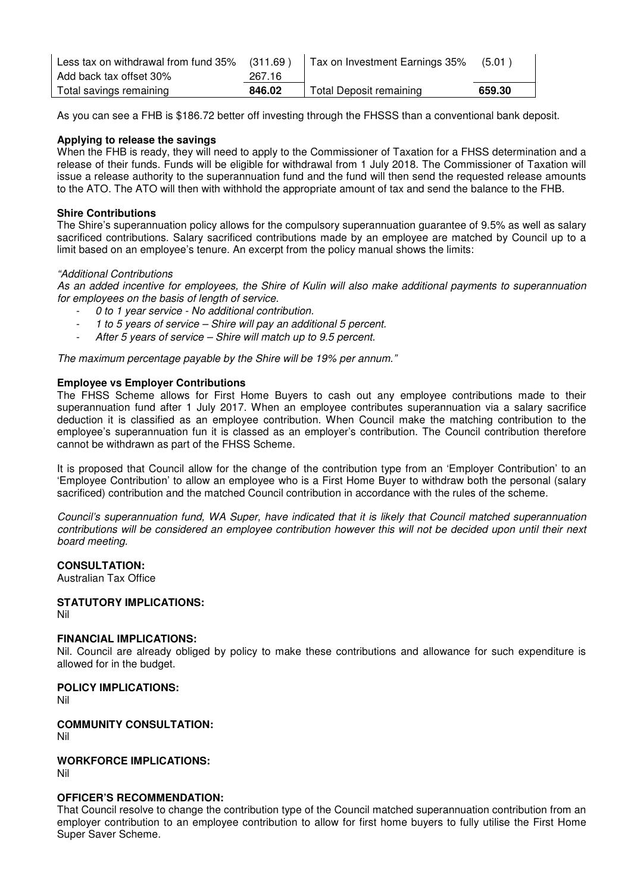| | | | |
|---|---|---|---|
| Less tax on withdrawal from fund 35% | (311.69 ) | Tax on Investment Earnings 35% | (5.01 ) |
| Add back tax offset 30% | 267.16 | | |
| Total savings remaining | **846.02** | Total Deposit remaining | **659.30** |

As you can see a FHB is $186.72 better off investing through the FHSSS than a conventional bank deposit.

**Applying to release the savings**

When the FHB is ready, they will need to apply to the Commissioner of Taxation for a FHSS determination and a release of their funds. Funds will be eligible for withdrawal from 1 July 2018. The Commissioner of Taxation will issue a release authority to the superannuation fund and the fund will then send the requested release amounts to the ATO. The ATO will then with withhold the appropriate amount of tax and send the balance to the FHB.

**Shire Contributions**

The Shire's superannuation policy allows for the compulsory superannuation guarantee of 9.5% as well as salary sacrificed contributions. Salary sacrificed contributions made by an employee are matched by Council up to a limit based on an employee's tenure. An excerpt from the policy manual shows the limits:

*"Additional Contributions*

*As an added incentive for employees, the Shire of Kulin will also make additional payments to superannuation for employees on the basis of length of service.*

- *0 to 1 year service - No additional contribution.*
- *1 to 5 years of service – Shire will pay an additional 5 percent.*
- *After 5 years of service – Shire will match up to 9.5 percent.*

*The maximum percentage payable by the Shire will be 19% per annum."*

**Employee vs Employer Contributions**

The FHSS Scheme allows for First Home Buyers to cash out any employee contributions made to their superannuation fund after 1 July 2017. When an employee contributes superannuation via a salary sacrifice deduction it is classified as an employee contribution. When Council make the matching contribution to the employee's superannuation fun it is classed as an employer's contribution. The Council contribution therefore cannot be withdrawn as part of the FHSS Scheme.

It is proposed that Council allow for the change of the contribution type from an 'Employer Contribution' to an 'Employee Contribution' to allow an employee who is a First Home Buyer to withdraw both the personal (salary sacrificed) contribution and the matched Council contribution in accordance with the rules of the scheme.

*Council's superannuation fund, WA Super, have indicated that it is likely that Council matched superannuation contributions will be considered an employee contribution however this will not be decided upon until their next board meeting.*

**CONSULTATION:**

Australian Tax Office

**STATUTORY IMPLICATIONS:**

Nil

**FINANCIAL IMPLICATIONS:**

Nil. Council are already obliged by policy to make these contributions and allowance for such expenditure is allowed for in the budget.

**POLICY IMPLICATIONS:**

Nil

**COMMUNITY CONSULTATION:**

Nil

**WORKFORCE IMPLICATIONS:**

Nil

**OFFICER'S RECOMMENDATION:**

That Council resolve to change the contribution type of the Council matched superannuation contribution from an employer contribution to an employee contribution to allow for first home buyers to fully utilise the First Home Super Saver Scheme.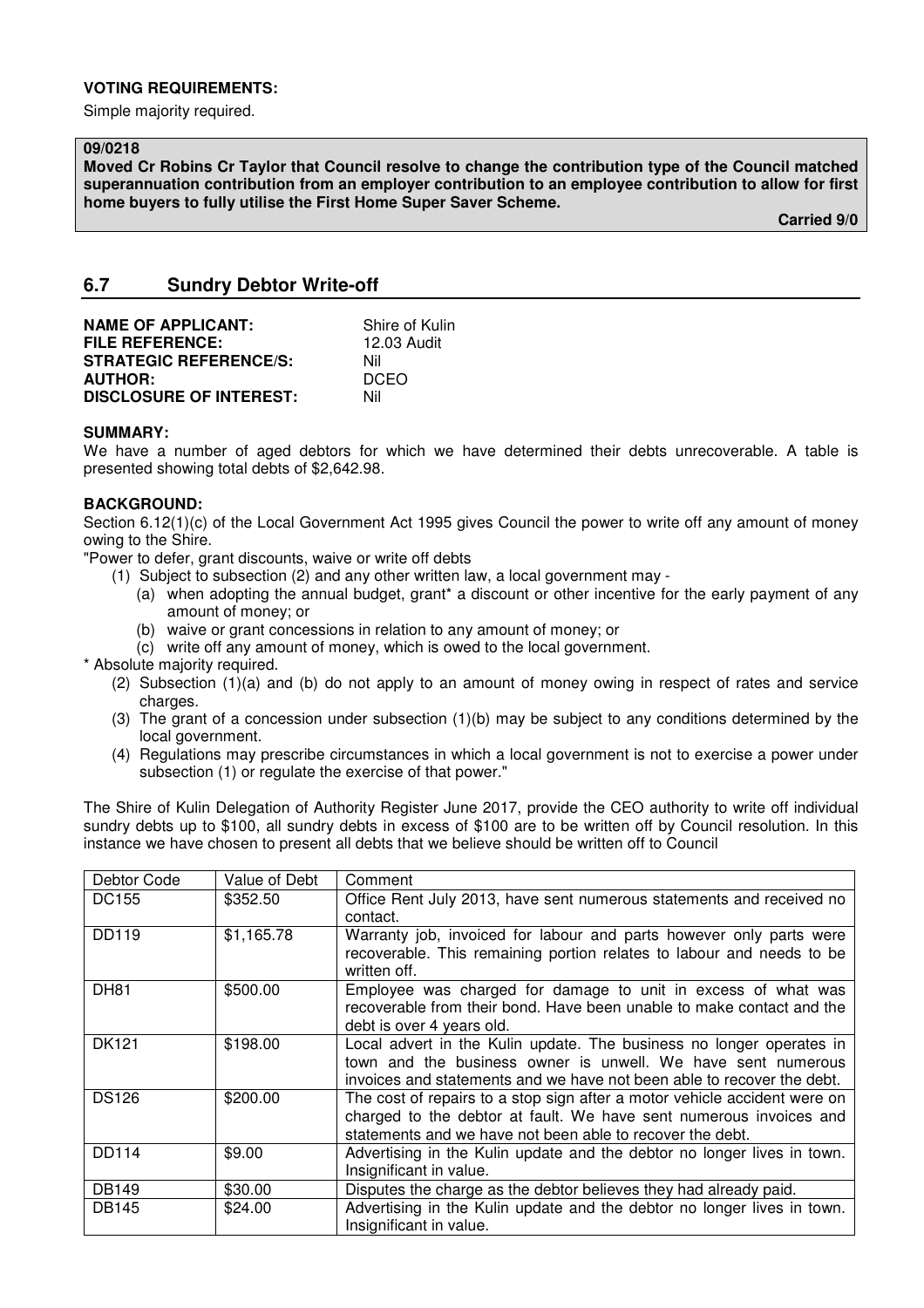**VOTING REQUIREMENTS:**

Simple majority required.

**09/0218**

**Moved Cr Robins Cr Taylor that Council resolve to change the contribution type of the Council matched superannuation contribution from an employer contribution to an employee contribution to allow for first home buyers to fully utilise the First Home Super Saver Scheme.**

**Carried 9/0**

## 6.7 Sundry Debtor Write-off

| | |
|---|---|
| **NAME OF APPLICANT:** | Shire of Kulin |
| **FILE REFERENCE:** | 12.03 Audit |
| **STRATEGIC REFERENCE/S:** | Nil |
| **AUTHOR:** | DCEO |
| **DISCLOSURE OF INTEREST:** | Nil |

**SUMMARY:**

We have a number of aged debtors for which we have determined their debts unrecoverable. A table is presented showing total debts of $2,642.98.

**BACKGROUND:**

Section 6.12(1)(c) of the Local Government Act 1995 gives Council the power to write off any amount of money owing to the Shire.

"Power to defer, grant discounts, waive or write off debts

(1) Subject to subsection (2) and any other written law, a local government may -

  (a) when adopting the annual budget, grant* a discount or other incentive for the early payment of any amount of money; or

  (b) waive or grant concessions in relation to any amount of money; or

  (c) write off any amount of money, which is owed to the local government.

* Absolute majority required.

(2) Subsection (1)(a) and (b) do not apply to an amount of money owing in respect of rates and service charges.

(3) The grant of a concession under subsection (1)(b) may be subject to any conditions determined by the local government.

(4) Regulations may prescribe circumstances in which a local government is not to exercise a power under subsection (1) or regulate the exercise of that power."

The Shire of Kulin Delegation of Authority Register June 2017, provide the CEO authority to write off individual sundry debts up to $100, all sundry debts in excess of $100 are to be written off by Council resolution. In this instance we have chosen to present all debts that we believe should be written off to Council

| Debtor Code | Value of Debt | Comment |
|---|---|---|
| DC155 | $352.50 | Office Rent July 2013, have sent numerous statements and received no contact. |
| DD119 | $1,165.78 | Warranty job, invoiced for labour and parts however only parts were recoverable. This remaining portion relates to labour and needs to be written off. |
| DH81 | $500.00 | Employee was charged for damage to unit in excess of what was recoverable from their bond. Have been unable to make contact and the debt is over 4 years old. |
| DK121 | $198.00 | Local advert in the Kulin update. The business no longer operates in town and the business owner is unwell. We have sent numerous invoices and statements and we have not been able to recover the debt. |
| DS126 | $200.00 | The cost of repairs to a stop sign after a motor vehicle accident were on charged to the debtor at fault. We have sent numerous invoices and statements and we have not been able to recover the debt. |
| DD114 | $9.00 | Advertising in the Kulin update and the debtor no longer lives in town. Insignificant in value. |
| DB149 | $30.00 | Disputes the charge as the debtor believes they had already paid. |
| DB145 | $24.00 | Advertising in the Kulin update and the debtor no longer lives in town. Insignificant in value. |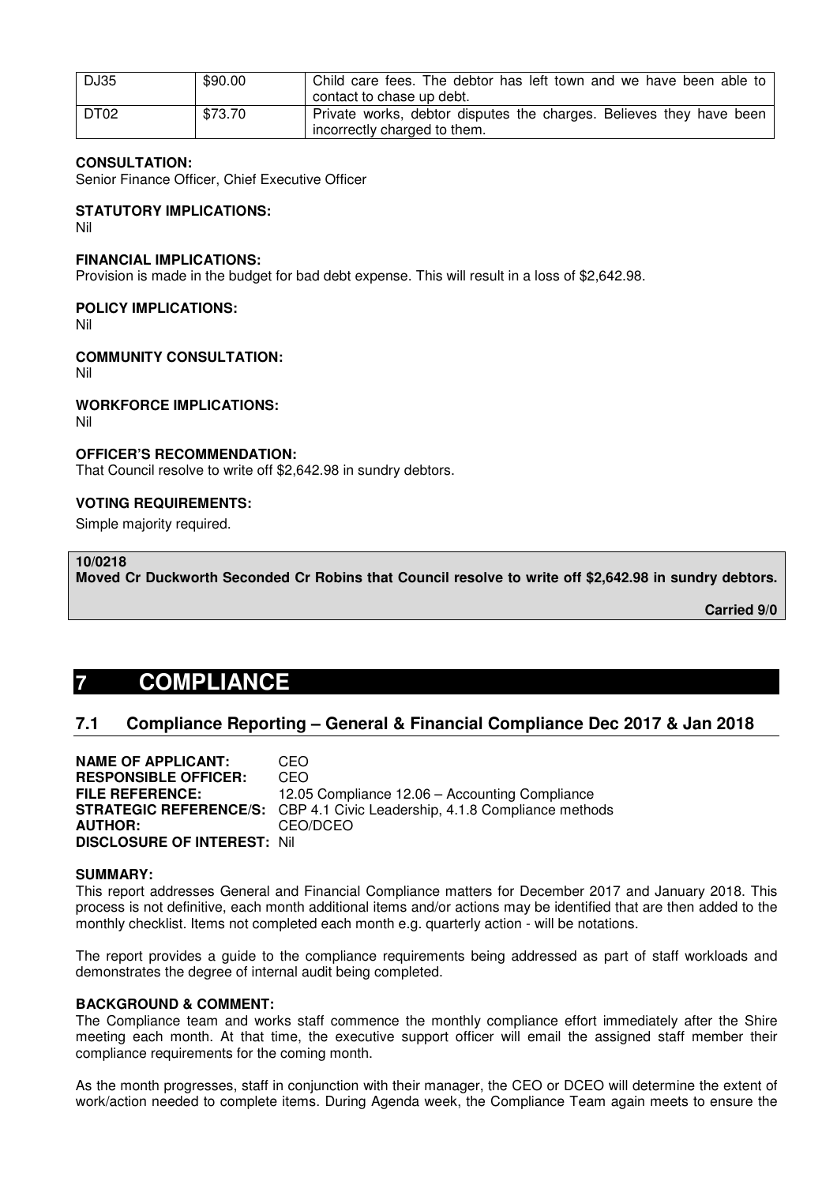| | | |
|---|---|---|
| DJ35 | $90.00 | Child care fees. The debtor has left town and we have been able to contact to chase up debt. |
| DT02 | $73.70 | Private works, debtor disputes the charges. Believes they have been incorrectly charged to them. |

**CONSULTATION:**
Senior Finance Officer, Chief Executive Officer

**STATUTORY IMPLICATIONS:**
Nil

**FINANCIAL IMPLICATIONS:**
Provision is made in the budget for bad debt expense. This will result in a loss of $2,642.98.

**POLICY IMPLICATIONS:**
Nil

**COMMUNITY CONSULTATION:**
Nil

**WORKFORCE IMPLICATIONS:**
Nil

**OFFICER'S RECOMMENDATION:**
That Council resolve to write off $2,642.98 in sundry debtors.

**VOTING REQUIREMENTS:**
Simple majority required.

**10/0218**
**Moved Cr Duckworth Seconded Cr Robins that Council resolve to write off $2,642.98 in sundry debtors.**

**Carried 9/0**

# 7 COMPLIANCE

## 7.1 Compliance Reporting – General & Financial Compliance Dec 2017 & Jan 2018

**NAME OF APPLICANT:** CEO
**RESPONSIBLE OFFICER:** CEO
**FILE REFERENCE:** 12.05 Compliance 12.06 – Accounting Compliance
**STRATEGIC REFERENCE/S:** CBP 4.1 Civic Leadership, 4.1.8 Compliance methods
**AUTHOR:** CEO/DCEO
**DISCLOSURE OF INTEREST:** Nil

**SUMMARY:**
This report addresses General and Financial Compliance matters for December 2017 and January 2018. This process is not definitive, each month additional items and/or actions may be identified that are then added to the monthly checklist. Items not completed each month e.g. quarterly action - will be notations.

The report provides a guide to the compliance requirements being addressed as part of staff workloads and demonstrates the degree of internal audit being completed.

**BACKGROUND & COMMENT:**
The Compliance team and works staff commence the monthly compliance effort immediately after the Shire meeting each month. At that time, the executive support officer will email the assigned staff member their compliance requirements for the coming month.

As the month progresses, staff in conjunction with their manager, the CEO or DCEO will determine the extent of work/action needed to complete items. During Agenda week, the Compliance Team again meets to ensure the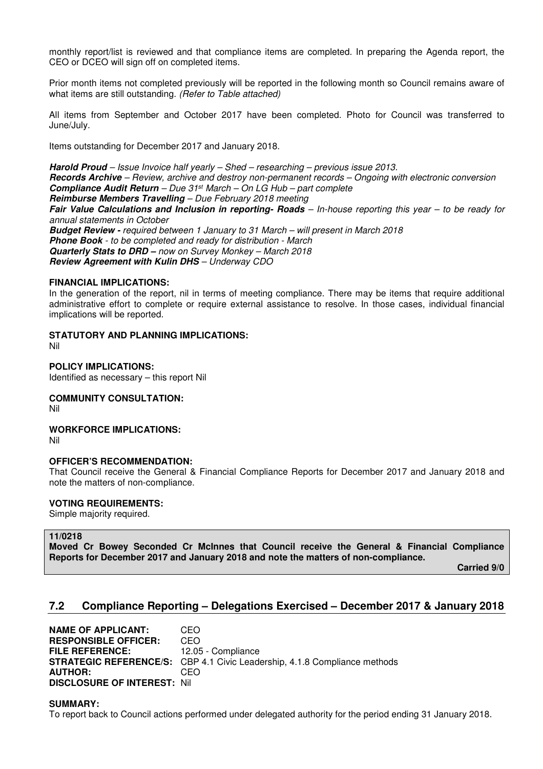monthly report/list is reviewed and that compliance items are completed. In preparing the Agenda report, the CEO or DCEO will sign off on completed items.

Prior month items not completed previously will be reported in the following month so Council remains aware of what items are still outstanding. *(Refer to Table attached)*

All items from September and October 2017 have been completed. Photo for Council was transferred to June/July.

Items outstanding for December 2017 and January 2018.

***Harold Proud*** *– Issue Invoice half yearly – Shed – researching – previous issue 2013.*
***Records Archive*** *– Review, archive and destroy non-permanent records – Ongoing with electronic conversion*
***Compliance Audit Return*** *– Due 31st March – On LG Hub – part complete*
***Reimburse Members Travelling*** *– Due February 2018 meeting*
***Fair Value Calculations and Inclusion in reporting- Roads*** *– In-house reporting this year – to be ready for annual statements in October*
***Budget Review -*** *required between 1 January to 31 March – will present in March 2018*
***Phone Book*** *- to be completed and ready for distribution - March*
***Quarterly Stats to DRD –*** *now on Survey Monkey – March 2018*
***Review Agreement with Kulin DHS*** *– Underway CDO*

**FINANCIAL IMPLICATIONS:**
In the generation of the report, nil in terms of meeting compliance. There may be items that require additional administrative effort to complete or require external assistance to resolve. In those cases, individual financial implications will be reported.

**STATUTORY AND PLANNING IMPLICATIONS:**
Nil

**POLICY IMPLICATIONS:**
Identified as necessary – this report Nil

**COMMUNITY CONSULTATION:**
Nil

**WORKFORCE IMPLICATIONS:**
Nil

**OFFICER'S RECOMMENDATION:**
That Council receive the General & Financial Compliance Reports for December 2017 and January 2018 and note the matters of non-compliance.

**VOTING REQUIREMENTS:**
Simple majority required.

**11/0218**
**Moved Cr Bowey Seconded Cr McInnes that Council receive the General & Financial Compliance Reports for December 2017 and January 2018 and note the matters of non-compliance.**

**Carried 9/0**

## 7.2 Compliance Reporting – Delegations Exercised – December 2017 & January 2018

**NAME OF APPLICANT:** CEO
**RESPONSIBLE OFFICER:** CEO
**FILE REFERENCE:** 12.05 - Compliance
**STRATEGIC REFERENCE/S:** CBP 4.1 Civic Leadership, 4.1.8 Compliance methods
**AUTHOR:** CEO
**DISCLOSURE OF INTEREST:** Nil

**SUMMARY:**
To report back to Council actions performed under delegated authority for the period ending 31 January 2018.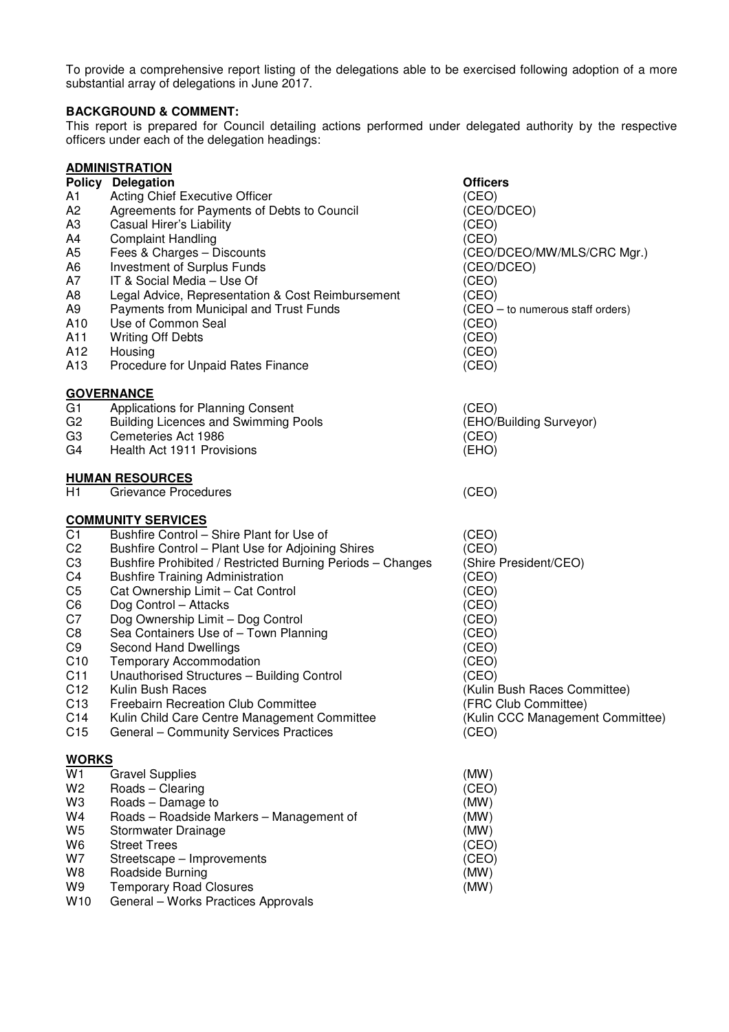To provide a comprehensive report listing of the delegations able to be exercised following adoption of a more substantial array of delegations in June 2017.

**BACKGROUND & COMMENT:**

This report is prepared for Council detailing actions performed under delegated authority by the respective officers under each of the delegation headings:

**ADMINISTRATION**

| Policy | Delegation | Officers |
|---|---|---|
| A1 | Acting Chief Executive Officer | (CEO) |
| A2 | Agreements for Payments of Debts to Council | (CEO/DCEO) |
| A3 | Casual Hirer's Liability | (CEO) |
| A4 | Complaint Handling | (CEO) |
| A5 | Fees & Charges – Discounts | (CEO/DCEO/MW/MLS/CRC Mgr.) |
| A6 | Investment of Surplus Funds | (CEO/DCEO) |
| A7 | IT & Social Media – Use Of | (CEO) |
| A8 | Legal Advice, Representation & Cost Reimbursement | (CEO) |
| A9 | Payments from Municipal and Trust Funds | (CEO – to numerous staff orders) |
| A10 | Use of Common Seal | (CEO) |
| A11 | Writing Off Debts | (CEO) |
| A12 | Housing | (CEO) |
| A13 | Procedure for Unpaid Rates Finance | (CEO) |

**GOVERNANCE**

| | | |
|---|---|---|
| G1 | Applications for Planning Consent | (CEO) |
| G2 | Building Licences and Swimming Pools | (EHO/Building Surveyor) |
| G3 | Cemeteries Act 1986 | (CEO) |
| G4 | Health Act 1911 Provisions | (EHO) |

**HUMAN RESOURCES**

| | | |
|---|---|---|
| H1 | Grievance Procedures | (CEO) |

**COMMUNITY SERVICES**

| | | |
|---|---|---|
| C1 | Bushfire Control – Shire Plant for Use of | (CEO) |
| C2 | Bushfire Control – Plant Use for Adjoining Shires | (CEO) |
| C3 | Bushfire Prohibited / Restricted Burning Periods – Changes | (Shire President/CEO) |
| C4 | Bushfire Training Administration | (CEO) |
| C5 | Cat Ownership Limit – Cat Control | (CEO) |
| C6 | Dog Control – Attacks | (CEO) |
| C7 | Dog Ownership Limit – Dog Control | (CEO) |
| C8 | Sea Containers Use of – Town Planning | (CEO) |
| C9 | Second Hand Dwellings | (CEO) |
| C10 | Temporary Accommodation | (CEO) |
| C11 | Unauthorised Structures – Building Control | (CEO) |
| C12 | Kulin Bush Races | (Kulin Bush Races Committee) |
| C13 | Freebairn Recreation Club Committee | (FRC Club Committee) |
| C14 | Kulin Child Care Centre Management Committee | (Kulin CCC Management Committee) |
| C15 | General – Community Services Practices | (CEO) |

**WORKS**

| | | |
|---|---|---|
| W1 | Gravel Supplies | (MW) |
| W2 | Roads – Clearing | (CEO) |
| W3 | Roads – Damage to | (MW) |
| W4 | Roads – Roadside Markers – Management of | (MW) |
| W5 | Stormwater Drainage | (MW) |
| W6 | Street Trees | (CEO) |
| W7 | Streetscape – Improvements | (CEO) |
| W8 | Roadside Burning | (MW) |
| W9 | Temporary Road Closures | (MW) |
| W10 | General – Works Practices Approvals | |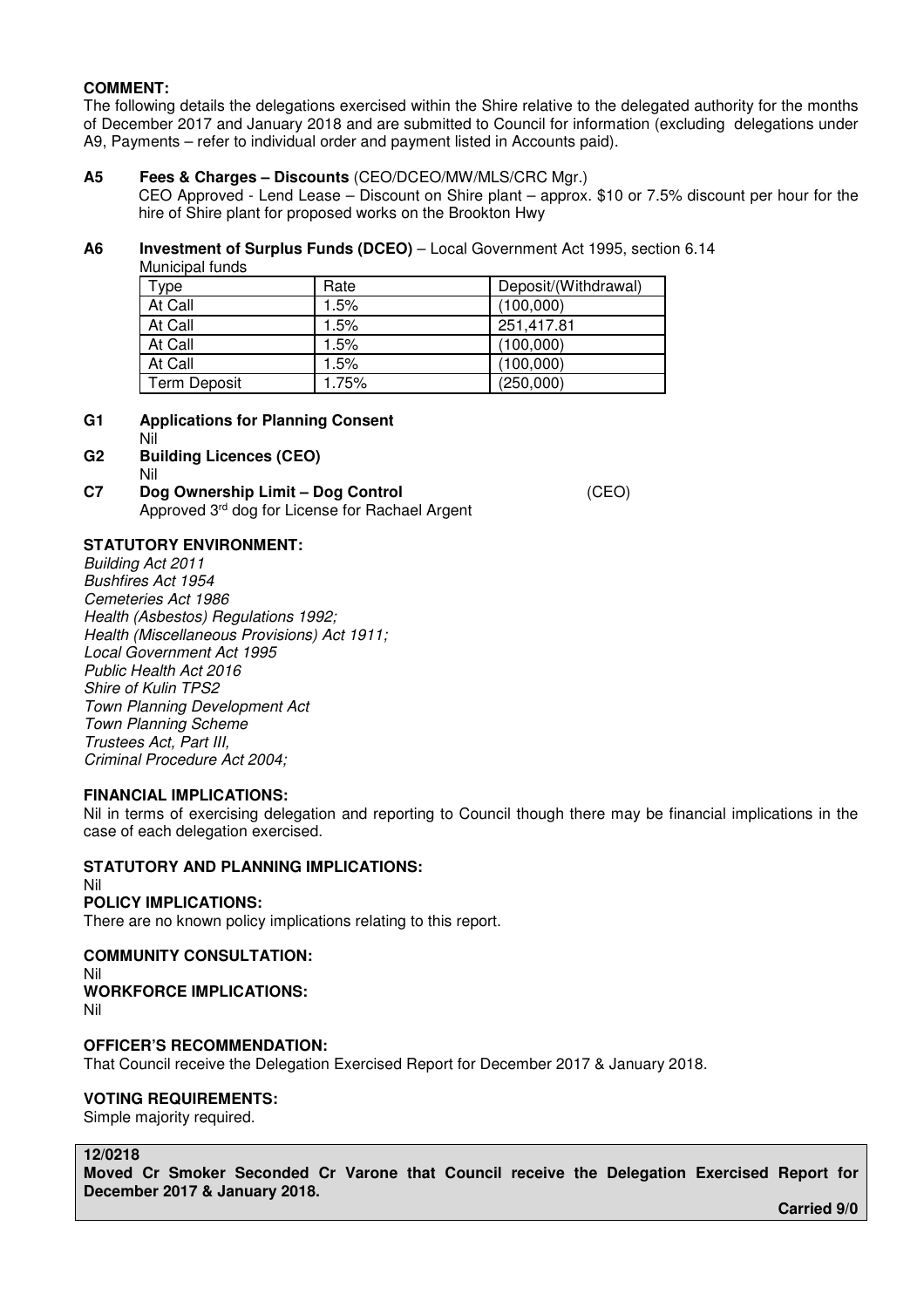**COMMENT:**

The following details the delegations exercised within the Shire relative to the delegated authority for the months of December 2017 and January 2018 and are submitted to Council for information (excluding delegations under A9, Payments – refer to individual order and payment listed in Accounts paid).

**A5 Fees & Charges – Discounts** (CEO/DCEO/MW/MLS/CRC Mgr.)

CEO Approved - Lend Lease – Discount on Shire plant – approx. $10 or 7.5% discount per hour for the hire of Shire plant for proposed works on the Brookton Hwy

**A6 Investment of Surplus Funds (DCEO)** – Local Government Act 1995, section 6.14

Municipal funds

| Type | Rate | Deposit/(Withdrawal) |
|---|---|---|
| At Call | 1.5% | (100,000) |
| At Call | 1.5% | 251,417.81 |
| At Call | 1.5% | (100,000) |
| At Call | 1.5% | (100,000) |
| Term Deposit | 1.75% | (250,000) |

**G1 Applications for Planning Consent**

Nil

**G2 Building Licences (CEO)**

Nil

**C7 Dog Ownership Limit – Dog Control** (CEO)

Approved 3rd dog for License for Rachael Argent

**STATUTORY ENVIRONMENT:**

*Building Act 2011*
*Bushfires Act 1954*
*Cemeteries Act 1986*
*Health (Asbestos) Regulations 1992;*
*Health (Miscellaneous Provisions) Act 1911;*
*Local Government Act 1995*
*Public Health Act 2016*
*Shire of Kulin TPS2*
*Town Planning Development Act*
*Town Planning Scheme*
*Trustees Act, Part III,*
*Criminal Procedure Act 2004;*

**FINANCIAL IMPLICATIONS:**

Nil in terms of exercising delegation and reporting to Council though there may be financial implications in the case of each delegation exercised.

**STATUTORY AND PLANNING IMPLICATIONS:**

Nil

**POLICY IMPLICATIONS:**

There are no known policy implications relating to this report.

**COMMUNITY CONSULTATION:**

Nil

**WORKFORCE IMPLICATIONS:**

Nil

**OFFICER'S RECOMMENDATION:**

That Council receive the Delegation Exercised Report for December 2017 & January 2018.

**VOTING REQUIREMENTS:**

Simple majority required.

**12/0218**

**Moved Cr Smoker Seconded Cr Varone that Council receive the Delegation Exercised Report for December 2017 & January 2018.**

**Carried 9/0**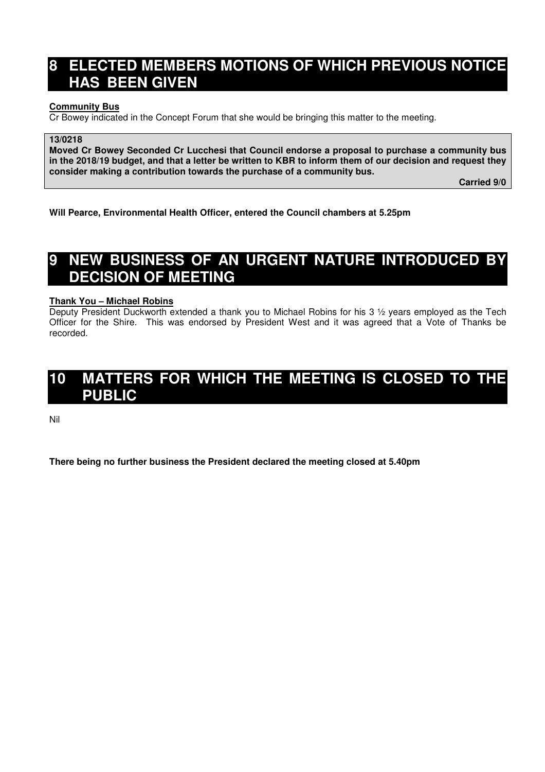# 8 ELECTED MEMBERS MOTIONS OF WHICH PREVIOUS NOTICE HAS BEEN GIVEN

**Community Bus**

Cr Bowey indicated in the Concept Forum that she would be bringing this matter to the meeting.

**13/0218**

**Moved Cr Bowey Seconded Cr Lucchesi that Council endorse a proposal to purchase a community bus in the 2018/19 budget, and that a letter be written to KBR to inform them of our decision and request they consider making a contribution towards the purchase of a community bus.**

**Carried 9/0**

**Will Pearce, Environmental Health Officer, entered the Council chambers at 5.25pm**

# 9 NEW BUSINESS OF AN URGENT NATURE INTRODUCED BY DECISION OF MEETING

**Thank You – Michael Robins**

Deputy President Duckworth extended a thank you to Michael Robins for his 3 ½ years employed as the Tech Officer for the Shire. This was endorsed by President West and it was agreed that a Vote of Thanks be recorded.

# 10 MATTERS FOR WHICH THE MEETING IS CLOSED TO THE PUBLIC

Nil

**There being no further business the President declared the meeting closed at 5.40pm**